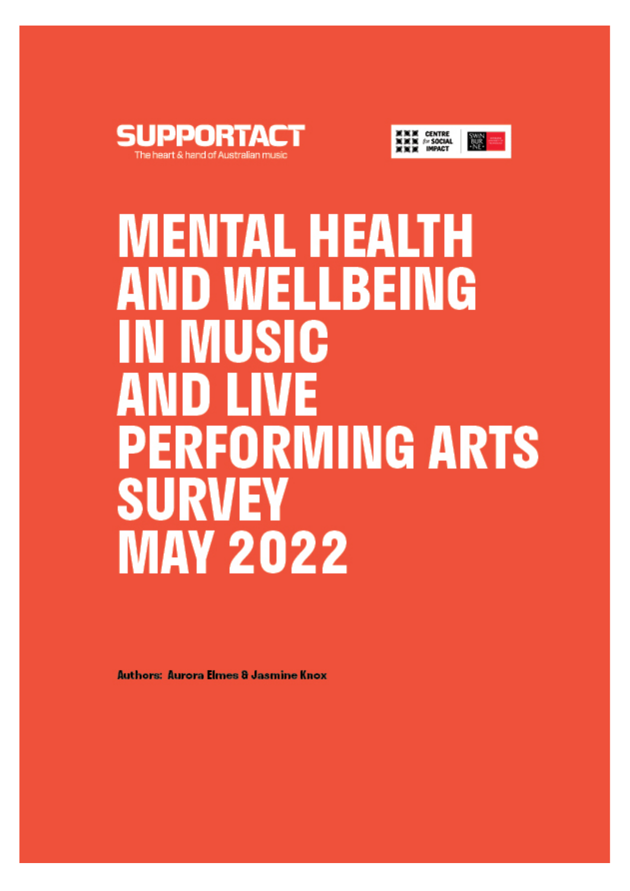SUPPORTACT
The heart & hand of Australian music

CENTRE for SOCIAL IMPACT

SWINBURNE

# MENTAL HEALTH AND WELLBEING IN MUSIC AND LIVE PERFORMING ARTS SURVEY MAY 2022

**Authors: Aurora Elmes & Jasmine Knox**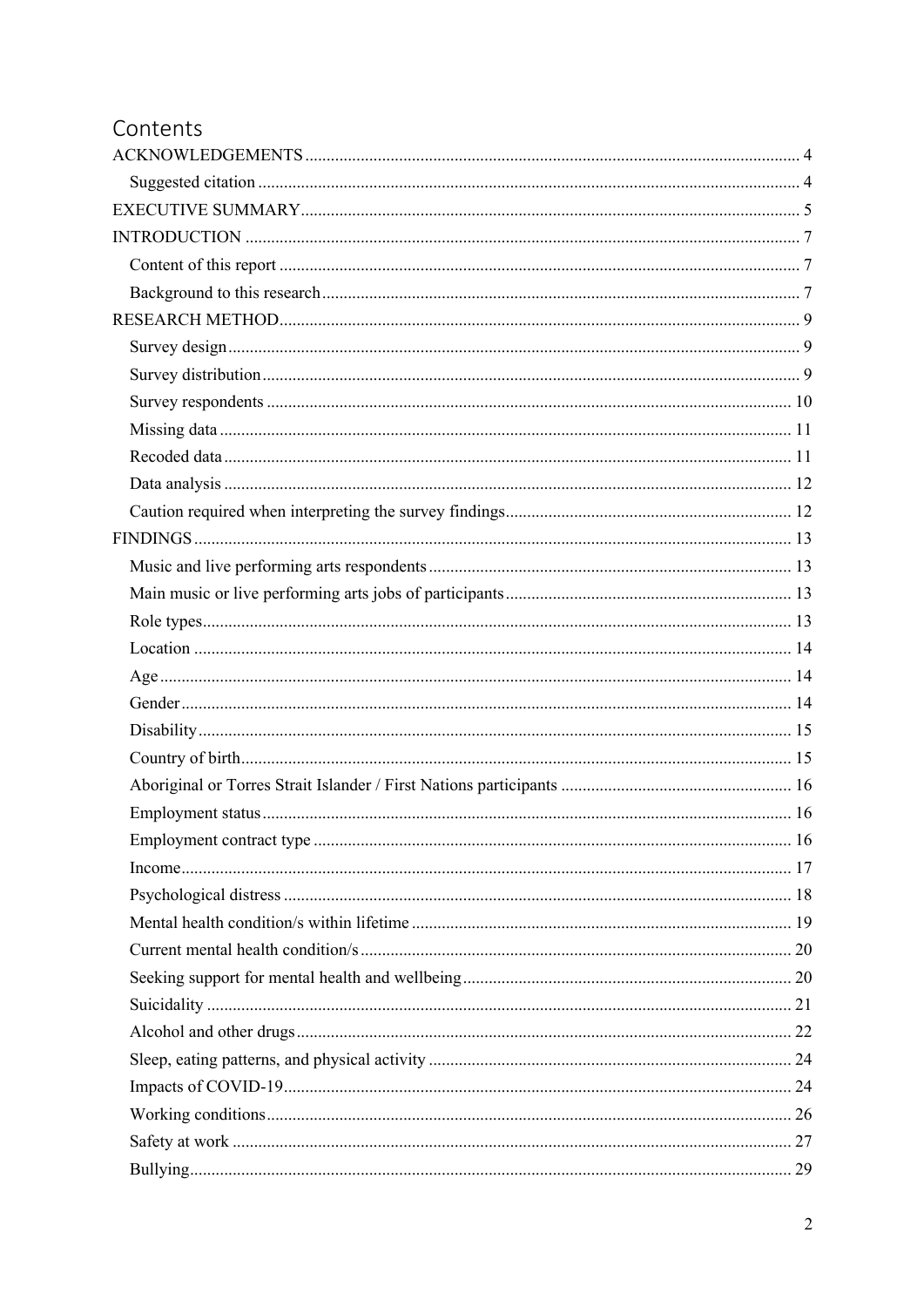# Contents

- ACKNOWLEDGEMENTS ..... 4
  - Suggested citation ..... 4
- EXECUTIVE SUMMARY ..... 5
- INTRODUCTION ..... 7
  - Content of this report ..... 7
  - Background to this research ..... 7
- RESEARCH METHOD ..... 9
  - Survey design ..... 9
  - Survey distribution ..... 9
  - Survey respondents ..... 10
  - Missing data ..... 11
  - Recoded data ..... 11
  - Data analysis ..... 12
  - Caution required when interpreting the survey findings ..... 12
- FINDINGS ..... 13
  - Music and live performing arts respondents ..... 13
  - Main music or live performing arts jobs of participants ..... 13
  - Role types ..... 13
  - Location ..... 14
  - Age ..... 14
  - Gender ..... 14
  - Disability ..... 15
  - Country of birth ..... 15
  - Aboriginal or Torres Strait Islander / First Nations participants ..... 16
  - Employment status ..... 16
  - Employment contract type ..... 16
  - Income ..... 17
  - Psychological distress ..... 18
  - Mental health condition/s within lifetime ..... 19
  - Current mental health condition/s ..... 20
  - Seeking support for mental health and wellbeing ..... 20
  - Suicidality ..... 21
  - Alcohol and other drugs ..... 22
  - Sleep, eating patterns, and physical activity ..... 24
  - Impacts of COVID-19 ..... 24
  - Working conditions ..... 26
  - Safety at work ..... 27
  - Bullying ..... 29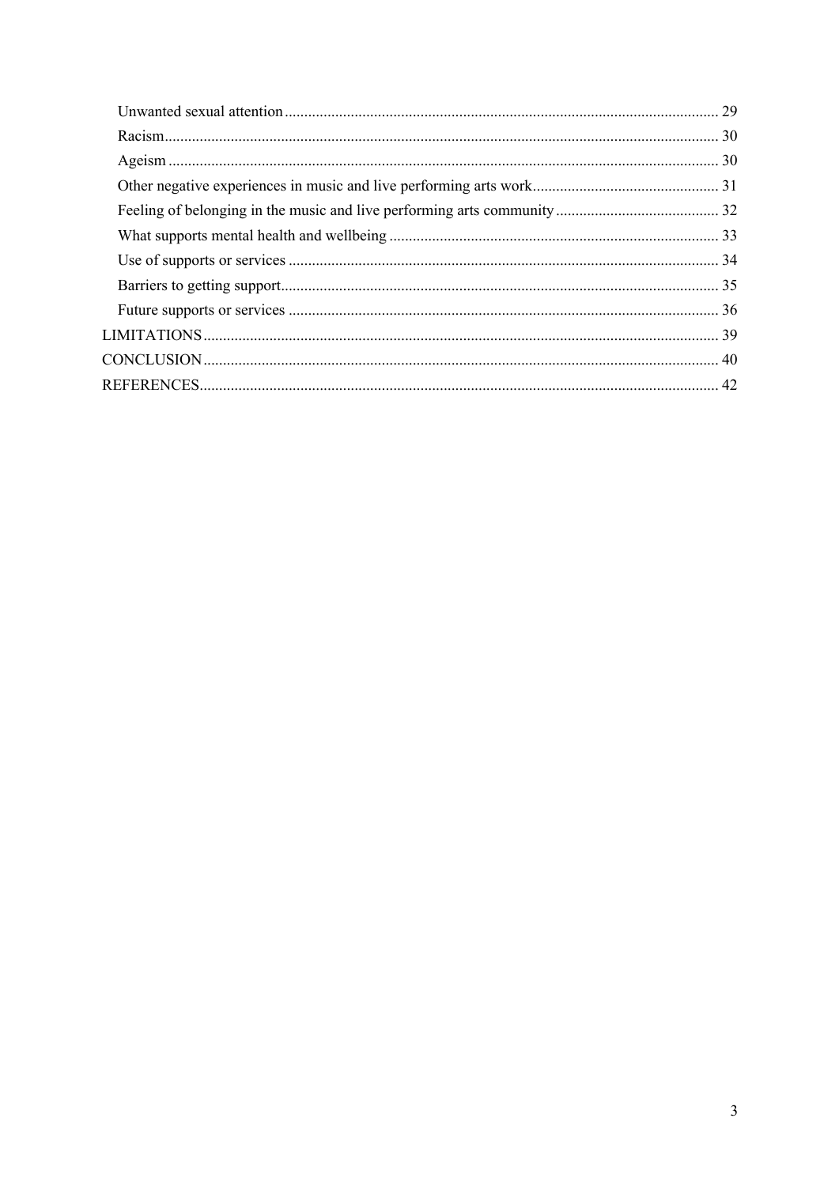- Unwanted sexual attention ..... 29
- Racism ..... 30
- Ageism ..... 30
- Other negative experiences in music and live performing arts work ..... 31
- Feeling of belonging in the music and live performing arts community ..... 32
- What supports mental health and wellbeing ..... 33
- Use of supports or services ..... 34
- Barriers to getting support ..... 35
- Future supports or services ..... 36

LIMITATIONS ..... 39

CONCLUSION ..... 40

REFERENCES ..... 42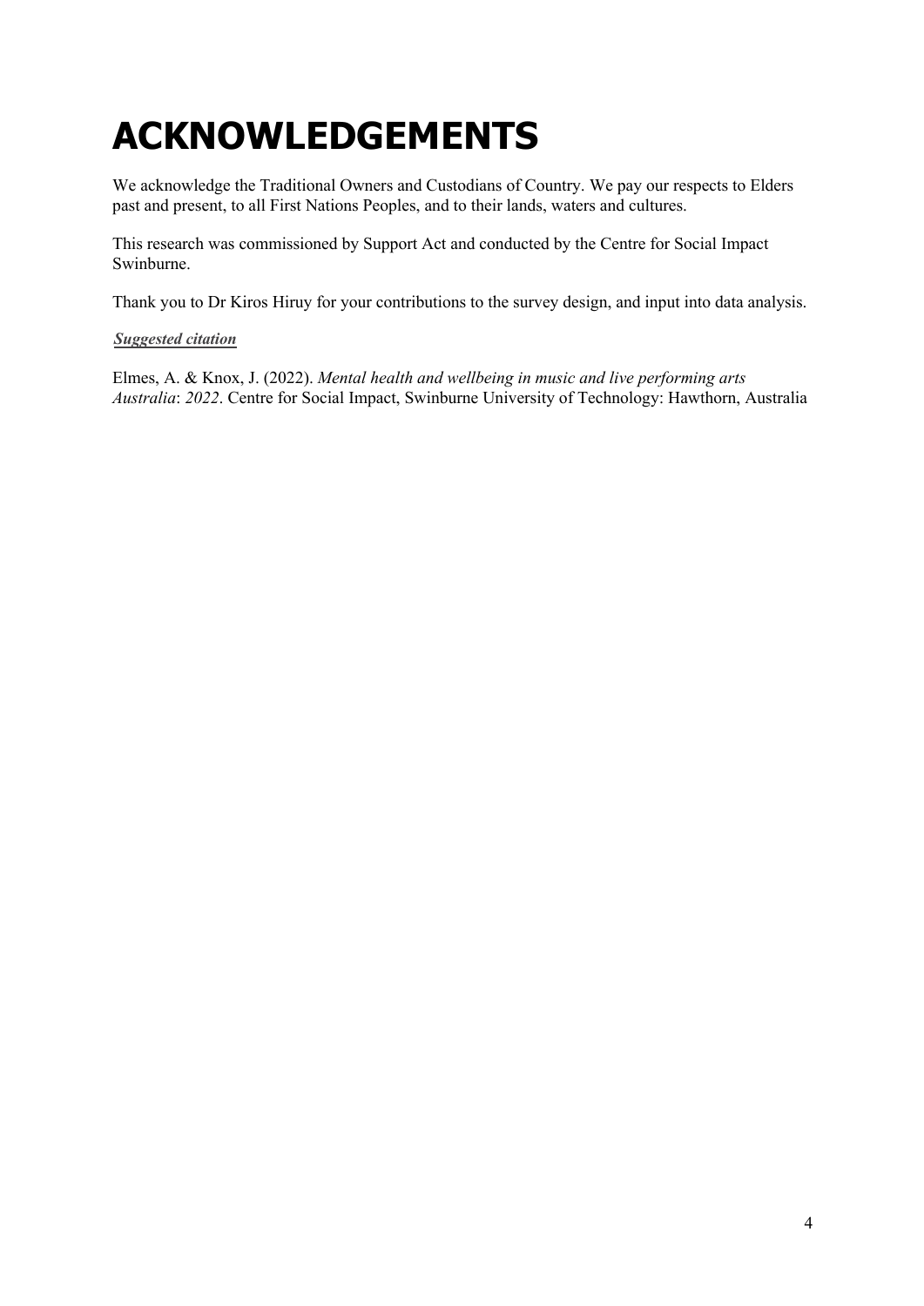# ACKNOWLEDGEMENTS

We acknowledge the Traditional Owners and Custodians of Country. We pay our respects to Elders past and present, to all First Nations Peoples, and to their lands, waters and cultures.

This research was commissioned by Support Act and conducted by the Centre for Social Impact Swinburne.

Thank you to Dr Kiros Hiruy for your contributions to the survey design, and input into data analysis.

***Suggested citation***

Elmes, A. & Knox, J. (2022). *Mental health and wellbeing in music and live performing arts Australia*: *2022*. Centre for Social Impact, Swinburne University of Technology: Hawthorn, Australia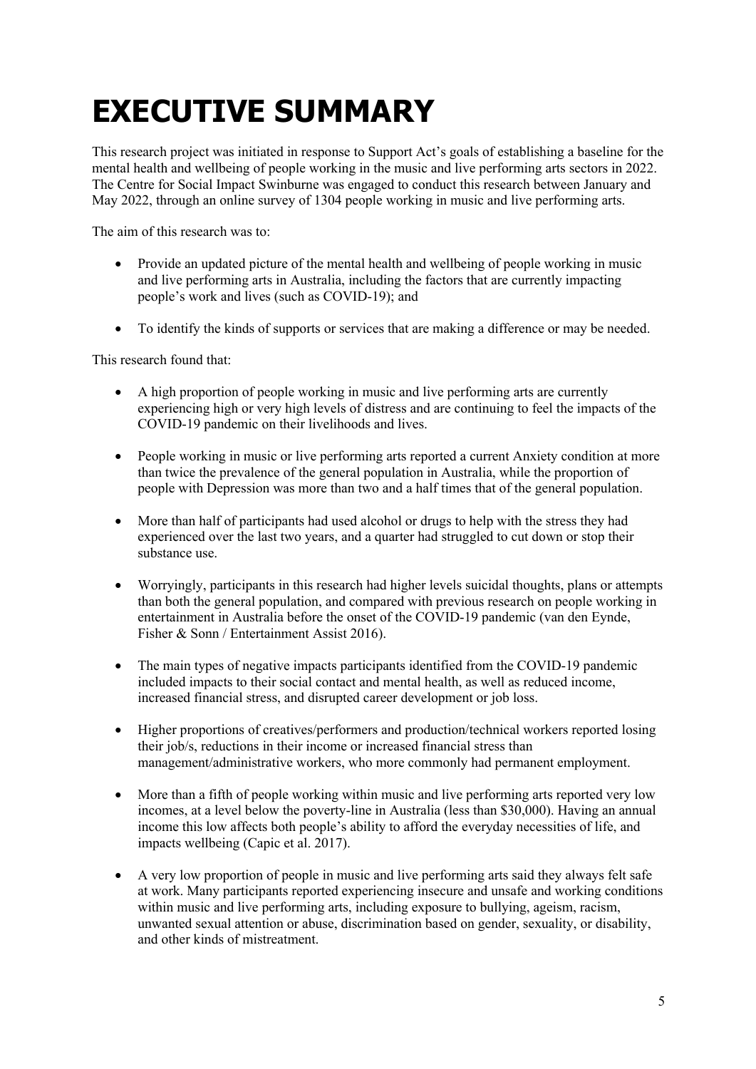# EXECUTIVE SUMMARY

This research project was initiated in response to Support Act's goals of establishing a baseline for the mental health and wellbeing of people working in the music and live performing arts sectors in 2022. The Centre for Social Impact Swinburne was engaged to conduct this research between January and May 2022, through an online survey of 1304 people working in music and live performing arts.

The aim of this research was to:

- Provide an updated picture of the mental health and wellbeing of people working in music and live performing arts in Australia, including the factors that are currently impacting people's work and lives (such as COVID-19); and

- To identify the kinds of supports or services that are making a difference or may be needed.

This research found that:

- A high proportion of people working in music and live performing arts are currently experiencing high or very high levels of distress and are continuing to feel the impacts of the COVID-19 pandemic on their livelihoods and lives.

- People working in music or live performing arts reported a current Anxiety condition at more than twice the prevalence of the general population in Australia, while the proportion of people with Depression was more than two and a half times that of the general population.

- More than half of participants had used alcohol or drugs to help with the stress they had experienced over the last two years, and a quarter had struggled to cut down or stop their substance use.

- Worryingly, participants in this research had higher levels suicidal thoughts, plans or attempts than both the general population, and compared with previous research on people working in entertainment in Australia before the onset of the COVID-19 pandemic (van den Eynde, Fisher & Sonn / Entertainment Assist 2016).

- The main types of negative impacts participants identified from the COVID-19 pandemic included impacts to their social contact and mental health, as well as reduced income, increased financial stress, and disrupted career development or job loss.

- Higher proportions of creatives/performers and production/technical workers reported losing their job/s, reductions in their income or increased financial stress than management/administrative workers, who more commonly had permanent employment.

- More than a fifth of people working within music and live performing arts reported very low incomes, at a level below the poverty-line in Australia (less than $30,000). Having an annual income this low affects both people's ability to afford the everyday necessities of life, and impacts wellbeing (Capic et al. 2017).

- A very low proportion of people in music and live performing arts said they always felt safe at work. Many participants reported experiencing insecure and unsafe and working conditions within music and live performing arts, including exposure to bullying, ageism, racism, unwanted sexual attention or abuse, discrimination based on gender, sexuality, or disability, and other kinds of mistreatment.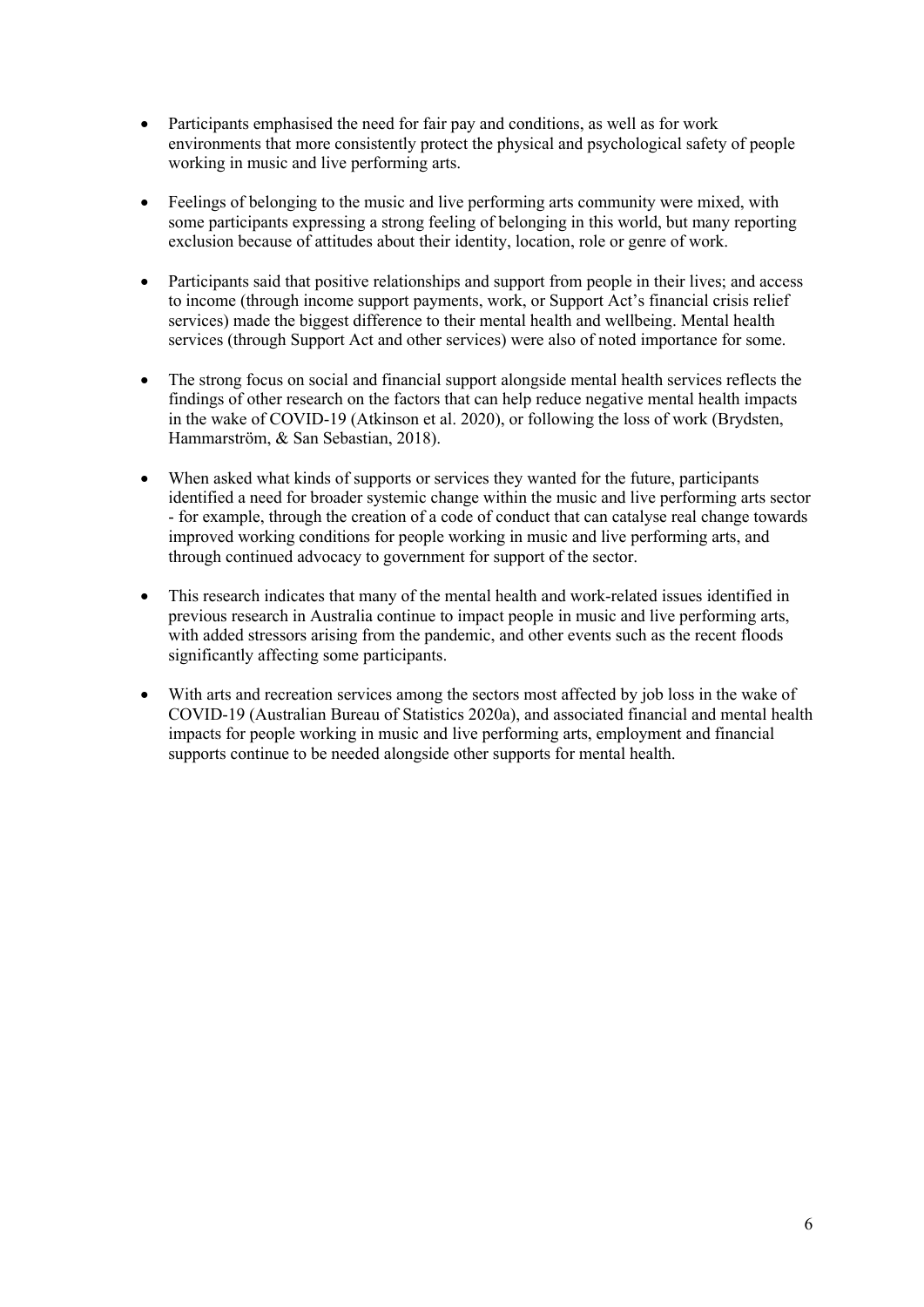- Participants emphasised the need for fair pay and conditions, as well as for work environments that more consistently protect the physical and psychological safety of people working in music and live performing arts.

- Feelings of belonging to the music and live performing arts community were mixed, with some participants expressing a strong feeling of belonging in this world, but many reporting exclusion because of attitudes about their identity, location, role or genre of work.

- Participants said that positive relationships and support from people in their lives; and access to income (through income support payments, work, or Support Act's financial crisis relief services) made the biggest difference to their mental health and wellbeing. Mental health services (through Support Act and other services) were also of noted importance for some.

- The strong focus on social and financial support alongside mental health services reflects the findings of other research on the factors that can help reduce negative mental health impacts in the wake of COVID-19 (Atkinson et al. 2020), or following the loss of work (Brydsten, Hammarström, & San Sebastian, 2018).

- When asked what kinds of supports or services they wanted for the future, participants identified a need for broader systemic change within the music and live performing arts sector - for example, through the creation of a code of conduct that can catalyse real change towards improved working conditions for people working in music and live performing arts, and through continued advocacy to government for support of the sector.

- This research indicates that many of the mental health and work-related issues identified in previous research in Australia continue to impact people in music and live performing arts, with added stressors arising from the pandemic, and other events such as the recent floods significantly affecting some participants.

- With arts and recreation services among the sectors most affected by job loss in the wake of COVID-19 (Australian Bureau of Statistics 2020a), and associated financial and mental health impacts for people working in music and live performing arts, employment and financial supports continue to be needed alongside other supports for mental health.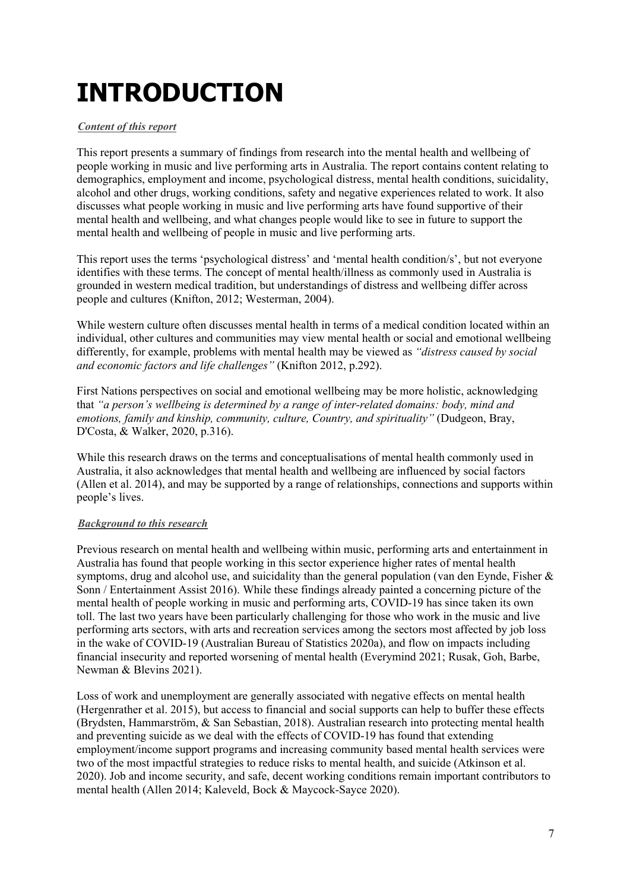# INTRODUCTION

***Content of this report***

This report presents a summary of findings from research into the mental health and wellbeing of people working in music and live performing arts in Australia. The report contains content relating to demographics, employment and income, psychological distress, mental health conditions, suicidality, alcohol and other drugs, working conditions, safety and negative experiences related to work. It also discusses what people working in music and live performing arts have found supportive of their mental health and wellbeing, and what changes people would like to see in future to support the mental health and wellbeing of people in music and live performing arts.

This report uses the terms 'psychological distress' and 'mental health condition/s', but not everyone identifies with these terms. The concept of mental health/illness as commonly used in Australia is grounded in western medical tradition, but understandings of distress and wellbeing differ across people and cultures (Knifton, 2012; Westerman, 2004).

While western culture often discusses mental health in terms of a medical condition located within an individual, other cultures and communities may view mental health or social and emotional wellbeing differently, for example, problems with mental health may be viewed as *"distress caused by social and economic factors and life challenges"* (Knifton 2012, p.292).

First Nations perspectives on social and emotional wellbeing may be more holistic, acknowledging that *"a person's wellbeing is determined by a range of inter-related domains: body, mind and emotions, family and kinship, community, culture, Country, and spirituality"* (Dudgeon, Bray, D'Costa, & Walker, 2020, p.316).

While this research draws on the terms and conceptualisations of mental health commonly used in Australia, it also acknowledges that mental health and wellbeing are influenced by social factors (Allen et al. 2014), and may be supported by a range of relationships, connections and supports within people's lives.

***Background to this research***

Previous research on mental health and wellbeing within music, performing arts and entertainment in Australia has found that people working in this sector experience higher rates of mental health symptoms, drug and alcohol use, and suicidality than the general population (van den Eynde, Fisher & Sonn / Entertainment Assist 2016). While these findings already painted a concerning picture of the mental health of people working in music and performing arts, COVID-19 has since taken its own toll. The last two years have been particularly challenging for those who work in the music and live performing arts sectors, with arts and recreation services among the sectors most affected by job loss in the wake of COVID-19 (Australian Bureau of Statistics 2020a), and flow on impacts including financial insecurity and reported worsening of mental health (Everymind 2021; Rusak, Goh, Barbe, Newman & Blevins 2021).

Loss of work and unemployment are generally associated with negative effects on mental health (Hergenrather et al. 2015), but access to financial and social supports can help to buffer these effects (Brydsten, Hammarström, & San Sebastian, 2018). Australian research into protecting mental health and preventing suicide as we deal with the effects of COVID-19 has found that extending employment/income support programs and increasing community based mental health services were two of the most impactful strategies to reduce risks to mental health, and suicide (Atkinson et al. 2020). Job and income security, and safe, decent working conditions remain important contributors to mental health (Allen 2014; Kaleveld, Bock & Maycock-Sayce 2020).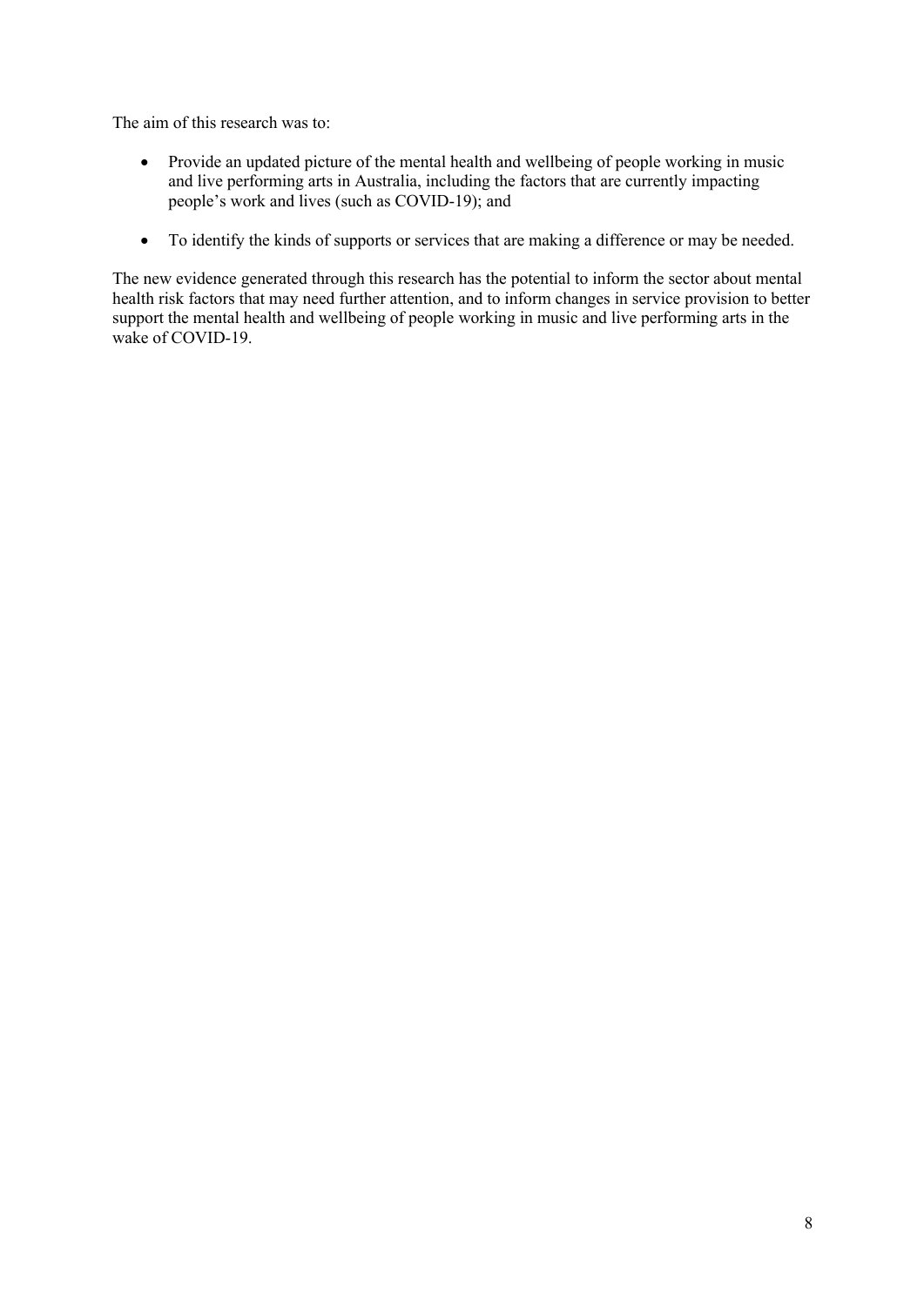The aim of this research was to:

- Provide an updated picture of the mental health and wellbeing of people working in music and live performing arts in Australia, including the factors that are currently impacting people's work and lives (such as COVID-19); and

- To identify the kinds of supports or services that are making a difference or may be needed.

The new evidence generated through this research has the potential to inform the sector about mental health risk factors that may need further attention, and to inform changes in service provision to better support the mental health and wellbeing of people working in music and live performing arts in the wake of COVID-19.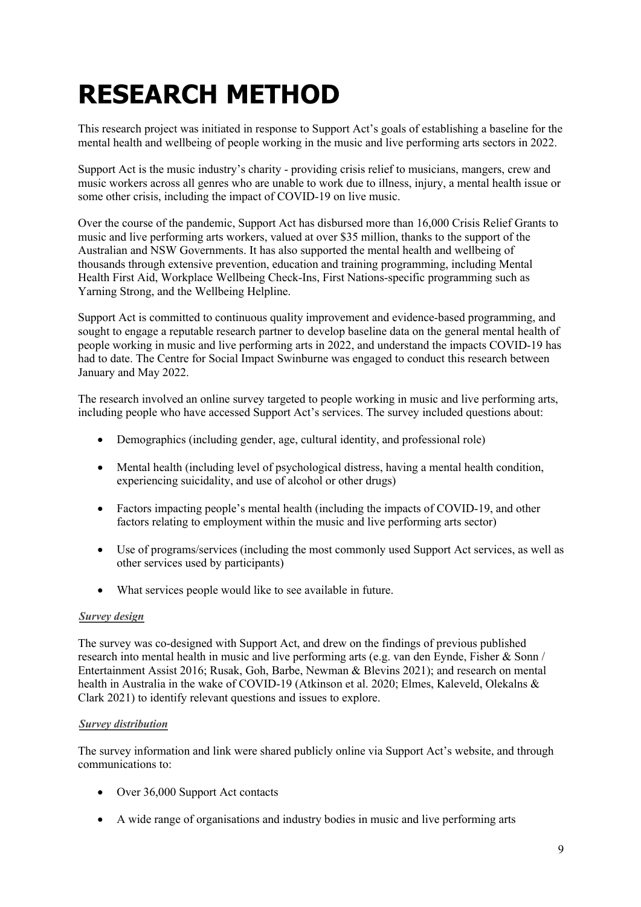# RESEARCH METHOD

This research project was initiated in response to Support Act's goals of establishing a baseline for the mental health and wellbeing of people working in the music and live performing arts sectors in 2022.

Support Act is the music industry's charity - providing crisis relief to musicians, mangers, crew and music workers across all genres who are unable to work due to illness, injury, a mental health issue or some other crisis, including the impact of COVID-19 on live music.

Over the course of the pandemic, Support Act has disbursed more than 16,000 Crisis Relief Grants to music and live performing arts workers, valued at over $35 million, thanks to the support of the Australian and NSW Governments. It has also supported the mental health and wellbeing of thousands through extensive prevention, education and training programming, including Mental Health First Aid, Workplace Wellbeing Check-Ins, First Nations-specific programming such as Yarning Strong, and the Wellbeing Helpline.

Support Act is committed to continuous quality improvement and evidence-based programming, and sought to engage a reputable research partner to develop baseline data on the general mental health of people working in music and live performing arts in 2022, and understand the impacts COVID-19 has had to date. The Centre for Social Impact Swinburne was engaged to conduct this research between January and May 2022.

The research involved an online survey targeted to people working in music and live performing arts, including people who have accessed Support Act's services. The survey included questions about:

- Demographics (including gender, age, cultural identity, and professional role)
- Mental health (including level of psychological distress, having a mental health condition, experiencing suicidality, and use of alcohol or other drugs)
- Factors impacting people's mental health (including the impacts of COVID-19, and other factors relating to employment within the music and live performing arts sector)
- Use of programs/services (including the most commonly used Support Act services, as well as other services used by participants)
- What services people would like to see available in future.

***Survey design***

The survey was co-designed with Support Act, and drew on the findings of previous published research into mental health in music and live performing arts (e.g. van den Eynde, Fisher & Sonn / Entertainment Assist 2016; Rusak, Goh, Barbe, Newman & Blevins 2021); and research on mental health in Australia in the wake of COVID-19 (Atkinson et al. 2020; Elmes, Kaleveld, Olekalns & Clark 2021) to identify relevant questions and issues to explore.

***Survey distribution***

The survey information and link were shared publicly online via Support Act's website, and through communications to:

- Over 36,000 Support Act contacts
- A wide range of organisations and industry bodies in music and live performing arts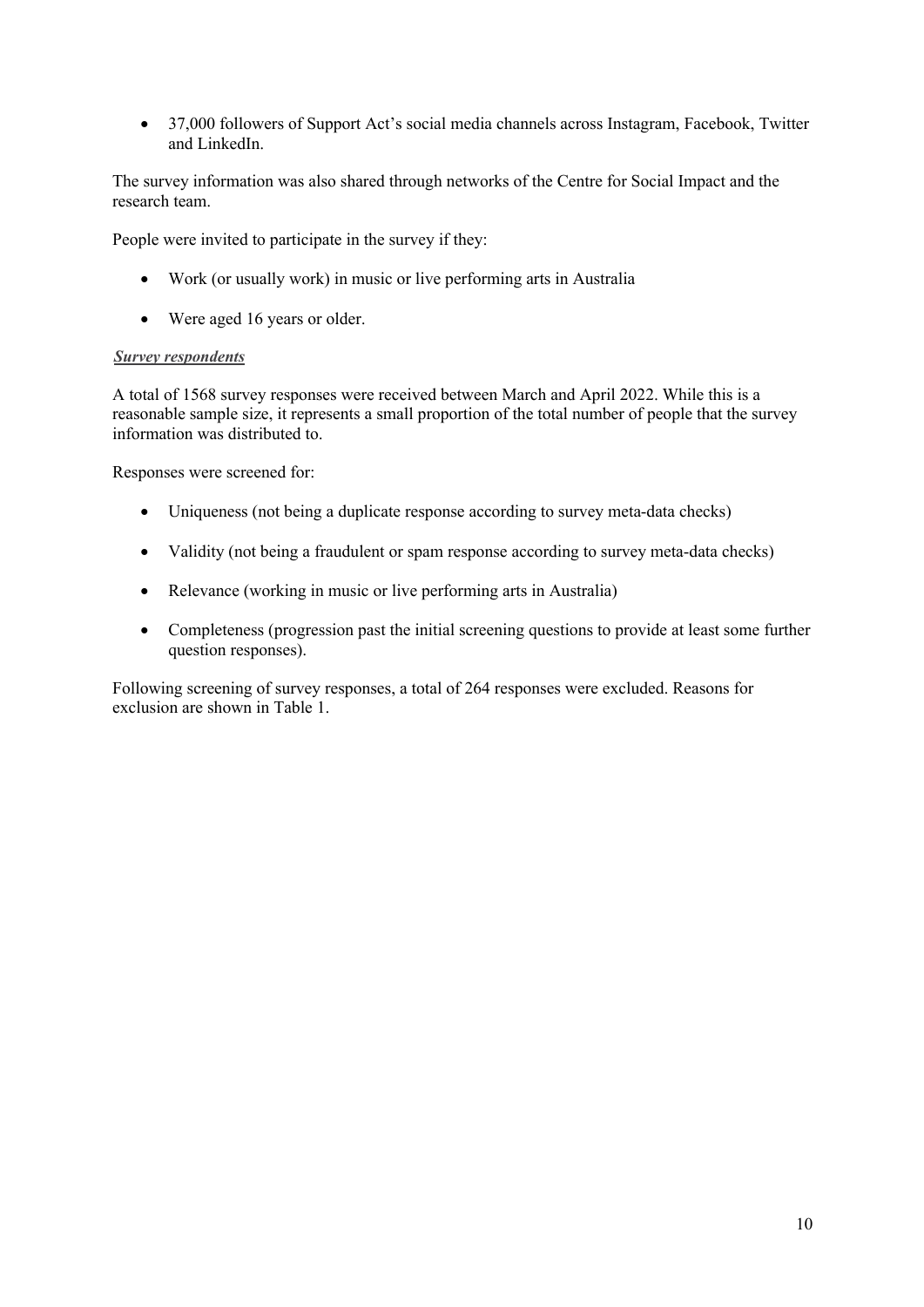- 37,000 followers of Support Act's social media channels across Instagram, Facebook, Twitter and LinkedIn.

The survey information was also shared through networks of the Centre for Social Impact and the research team.

People were invited to participate in the survey if they:

- Work (or usually work) in music or live performing arts in Australia
- Were aged 16 years or older.

***Survey respondents***

A total of 1568 survey responses were received between March and April 2022. While this is a reasonable sample size, it represents a small proportion of the total number of people that the survey information was distributed to.

Responses were screened for:

- Uniqueness (not being a duplicate response according to survey meta-data checks)
- Validity (not being a fraudulent or spam response according to survey meta-data checks)
- Relevance (working in music or live performing arts in Australia)
- Completeness (progression past the initial screening questions to provide at least some further question responses).

Following screening of survey responses, a total of 264 responses were excluded. Reasons for exclusion are shown in Table 1.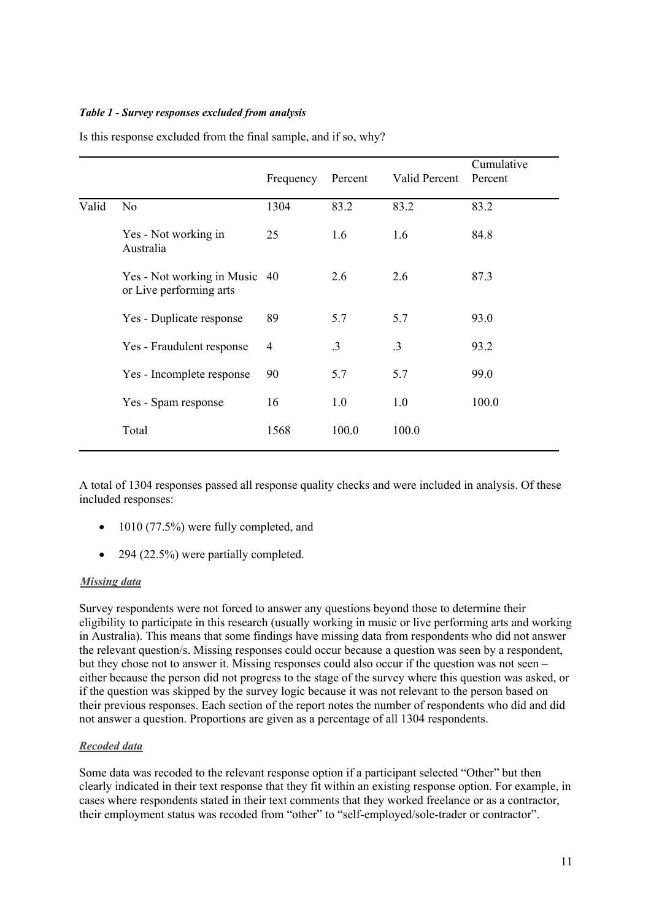***Table 1 - Survey responses excluded from analysis***

Is this response excluded from the final sample, and if so, why?

| | | Frequency | Percent | Valid Percent | Cumulative Percent |
|---|---|---|---|---|---|
| Valid | No | 1304 | 83.2 | 83.2 | 83.2 |
| | Yes - Not working in Australia | 25 | 1.6 | 1.6 | 84.8 |
| | Yes - Not working in Music or Live performing arts | 40 | 2.6 | 2.6 | 87.3 |
| | Yes - Duplicate response | 89 | 5.7 | 5.7 | 93.0 |
| | Yes - Fraudulent response | 4 | .3 | .3 | 93.2 |
| | Yes - Incomplete response | 90 | 5.7 | 5.7 | 99.0 |
| | Yes - Spam response | 16 | 1.0 | 1.0 | 100.0 |
| | Total | 1568 | 100.0 | 100.0 | |

A total of 1304 responses passed all response quality checks and were included in analysis. Of these included responses:

- 1010 (77.5%) were fully completed, and
- 294 (22.5%) were partially completed.

***Missing data***

Survey respondents were not forced to answer any questions beyond those to determine their eligibility to participate in this research (usually working in music or live performing arts and working in Australia). This means that some findings have missing data from respondents who did not answer the relevant question/s. Missing responses could occur because a question was seen by a respondent, but they chose not to answer it. Missing responses could also occur if the question was not seen – either because the person did not progress to the stage of the survey where this question was asked, or if the question was skipped by the survey logic because it was not relevant to the person based on their previous responses. Each section of the report notes the number of respondents who did and did not answer a question. Proportions are given as a percentage of all 1304 respondents.

***Recoded data***

Some data was recoded to the relevant response option if a participant selected "Other" but then clearly indicated in their text response that they fit within an existing response option. For example, in cases where respondents stated in their text comments that they worked freelance or as a contractor, their employment status was recoded from "other" to "self-employed/sole-trader or contractor".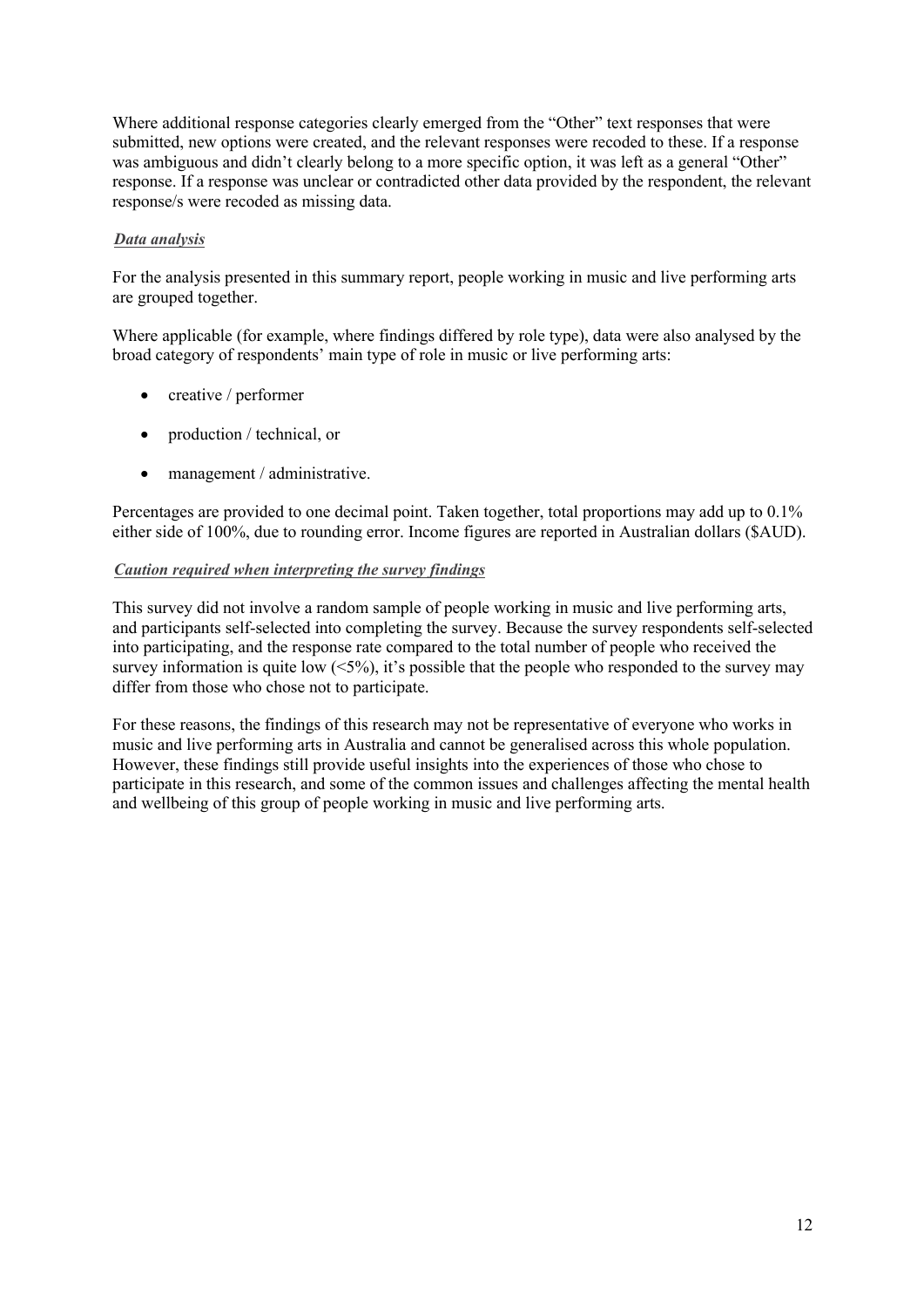Where additional response categories clearly emerged from the "Other" text responses that were submitted, new options were created, and the relevant responses were recoded to these. If a response was ambiguous and didn't clearly belong to a more specific option, it was left as a general "Other" response. If a response was unclear or contradicted other data provided by the respondent, the relevant response/s were recoded as missing data.

***Data analysis***

For the analysis presented in this summary report, people working in music and live performing arts are grouped together.

Where applicable (for example, where findings differed by role type), data were also analysed by the broad category of respondents' main type of role in music or live performing arts:

- creative / performer
- production / technical, or
- management / administrative.

Percentages are provided to one decimal point. Taken together, total proportions may add up to 0.1% either side of 100%, due to rounding error. Income figures are reported in Australian dollars ($AUD).

***Caution required when interpreting the survey findings***

This survey did not involve a random sample of people working in music and live performing arts, and participants self-selected into completing the survey. Because the survey respondents self-selected into participating, and the response rate compared to the total number of people who received the survey information is quite low (<5%), it's possible that the people who responded to the survey may differ from those who chose not to participate.

For these reasons, the findings of this research may not be representative of everyone who works in music and live performing arts in Australia and cannot be generalised across this whole population. However, these findings still provide useful insights into the experiences of those who chose to participate in this research, and some of the common issues and challenges affecting the mental health and wellbeing of this group of people working in music and live performing arts.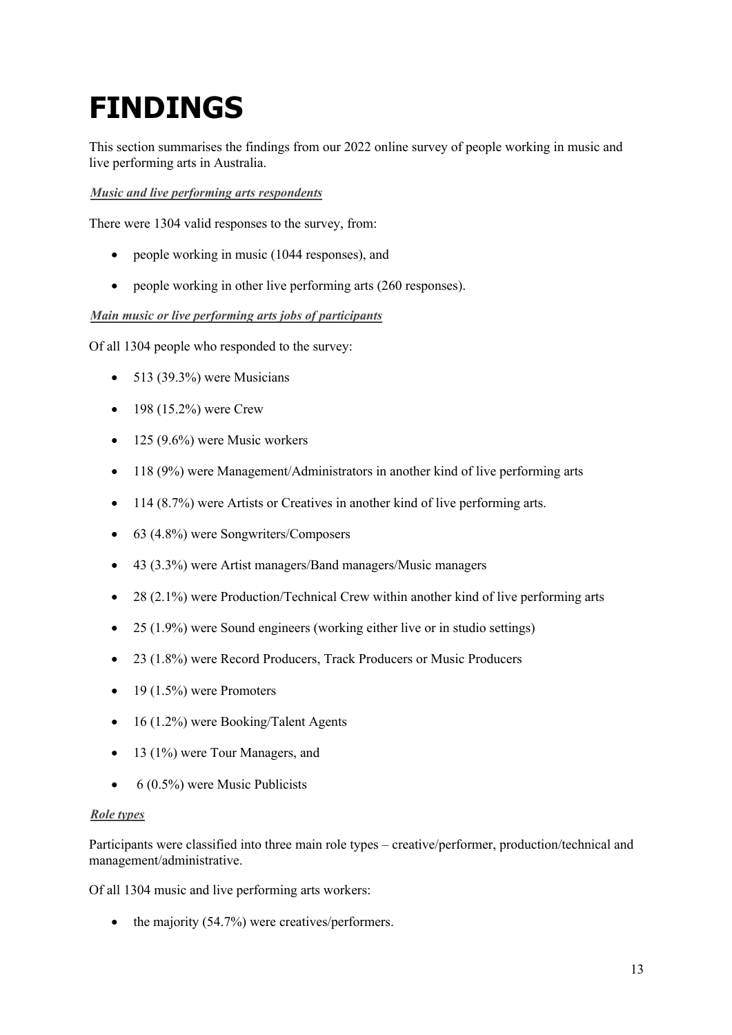# FINDINGS

This section summarises the findings from our 2022 online survey of people working in music and live performing arts in Australia.

***Music and live performing arts respondents***

There were 1304 valid responses to the survey, from:

- people working in music (1044 responses), and
- people working in other live performing arts (260 responses).

***Main music or live performing arts jobs of participants***

Of all 1304 people who responded to the survey:

- 513 (39.3%) were Musicians
- 198 (15.2%) were Crew
- 125 (9.6%) were Music workers
- 118 (9%) were Management/Administrators in another kind of live performing arts
- 114 (8.7%) were Artists or Creatives in another kind of live performing arts.
- 63 (4.8%) were Songwriters/Composers
- 43 (3.3%) were Artist managers/Band managers/Music managers
- 28 (2.1%) were Production/Technical Crew within another kind of live performing arts
- 25 (1.9%) were Sound engineers (working either live or in studio settings)
- 23 (1.8%) were Record Producers, Track Producers or Music Producers
- 19 (1.5%) were Promoters
- 16 (1.2%) were Booking/Talent Agents
- 13 (1%) were Tour Managers, and
- 6 (0.5%) were Music Publicists

***Role types***

Participants were classified into three main role types – creative/performer, production/technical and management/administrative.

Of all 1304 music and live performing arts workers:

- the majority (54.7%) were creatives/performers.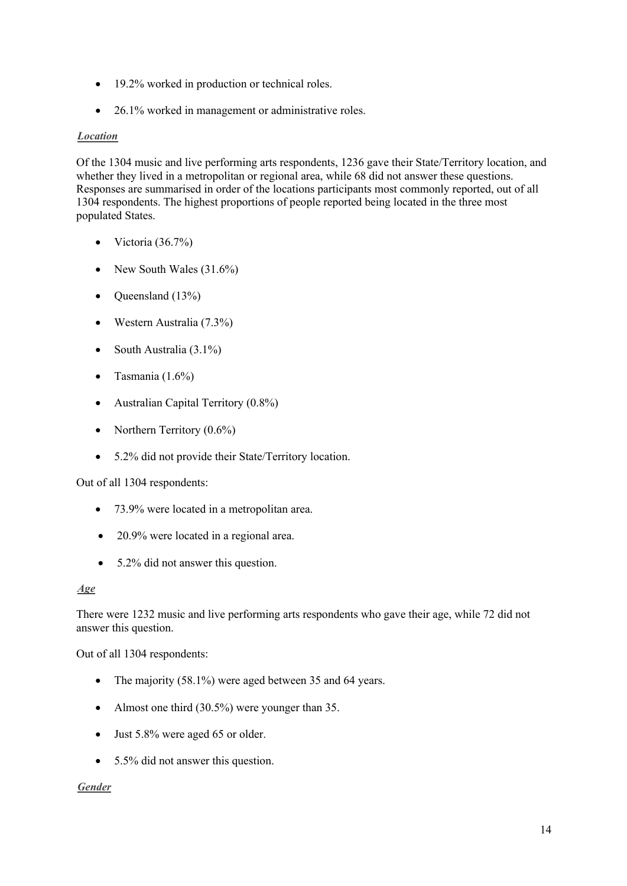- 19.2% worked in production or technical roles.
- 26.1% worked in management or administrative roles.

***Location***

Of the 1304 music and live performing arts respondents, 1236 gave their State/Territory location, and whether they lived in a metropolitan or regional area, while 68 did not answer these questions. Responses are summarised in order of the locations participants most commonly reported, out of all 1304 respondents. The highest proportions of people reported being located in the three most populated States.

- Victoria (36.7%)
- New South Wales (31.6%)
- Queensland (13%)
- Western Australia (7.3%)
- South Australia (3.1%)
- Tasmania (1.6%)
- Australian Capital Territory (0.8%)
- Northern Territory (0.6%)
- 5.2% did not provide their State/Territory location.

Out of all 1304 respondents:

- 73.9% were located in a metropolitan area.
- 20.9% were located in a regional area.
- 5.2% did not answer this question.

***Age***

There were 1232 music and live performing arts respondents who gave their age, while 72 did not answer this question.

Out of all 1304 respondents:

- The majority (58.1%) were aged between 35 and 64 years.
- Almost one third (30.5%) were younger than 35.
- Just 5.8% were aged 65 or older.
- 5.5% did not answer this question.

***Gender***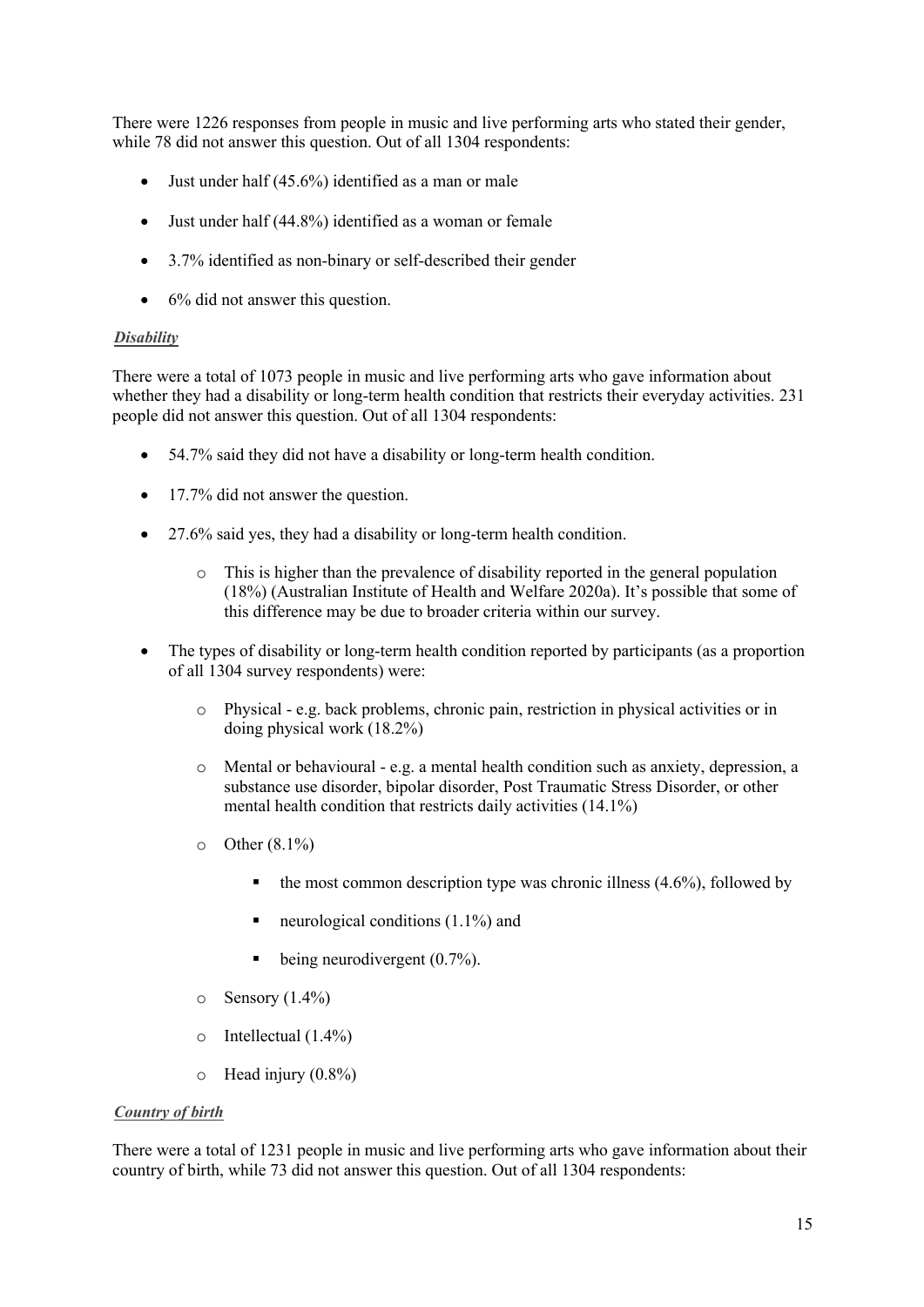There were 1226 responses from people in music and live performing arts who stated their gender, while 78 did not answer this question. Out of all 1304 respondents:

- Just under half (45.6%) identified as a man or male
- Just under half (44.8%) identified as a woman or female
- 3.7% identified as non-binary or self-described their gender
- 6% did not answer this question.

### ***Disability***

There were a total of 1073 people in music and live performing arts who gave information about whether they had a disability or long-term health condition that restricts their everyday activities. 231 people did not answer this question. Out of all 1304 respondents:

- 54.7% said they did not have a disability or long-term health condition.
- 17.7% did not answer the question.
- 27.6% said yes, they had a disability or long-term health condition.
    - This is higher than the prevalence of disability reported in the general population (18%) (Australian Institute of Health and Welfare 2020a). It's possible that some of this difference may be due to broader criteria within our survey.
- The types of disability or long-term health condition reported by participants (as a proportion of all 1304 survey respondents) were:
    - Physical - e.g. back problems, chronic pain, restriction in physical activities or in doing physical work (18.2%)
    - Mental or behavioural - e.g. a mental health condition such as anxiety, depression, a substance use disorder, bipolar disorder, Post Traumatic Stress Disorder, or other mental health condition that restricts daily activities (14.1%)
    - Other (8.1%)
        - the most common description type was chronic illness (4.6%), followed by
        - neurological conditions (1.1%) and
        - being neurodivergent (0.7%).
    - Sensory (1.4%)
    - Intellectual (1.4%)
    - Head injury (0.8%)

### ***Country of birth***

There were a total of 1231 people in music and live performing arts who gave information about their country of birth, while 73 did not answer this question. Out of all 1304 respondents: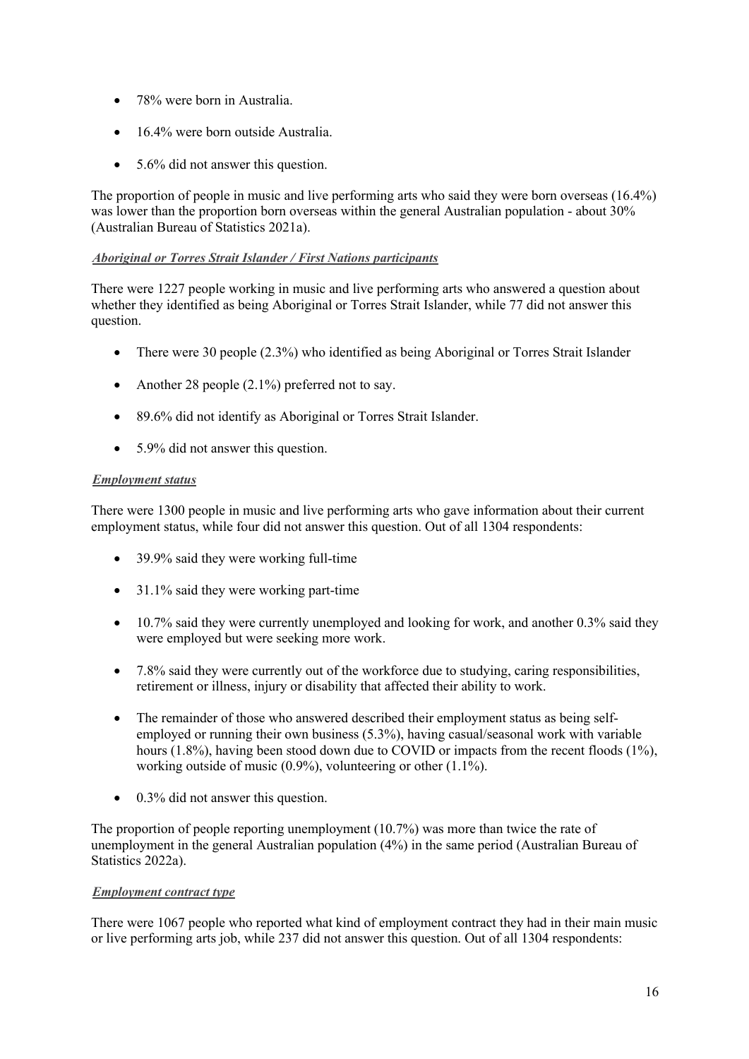- 78% were born in Australia.
- 16.4% were born outside Australia.
- 5.6% did not answer this question.

The proportion of people in music and live performing arts who said they were born overseas (16.4%) was lower than the proportion born overseas within the general Australian population - about 30% (Australian Bureau of Statistics 2021a).

***Aboriginal or Torres Strait Islander / First Nations participants***

There were 1227 people working in music and live performing arts who answered a question about whether they identified as being Aboriginal or Torres Strait Islander, while 77 did not answer this question.

- There were 30 people (2.3%) who identified as being Aboriginal or Torres Strait Islander
- Another 28 people (2.1%) preferred not to say.
- 89.6% did not identify as Aboriginal or Torres Strait Islander.
- 5.9% did not answer this question.

***Employment status***

There were 1300 people in music and live performing arts who gave information about their current employment status, while four did not answer this question. Out of all 1304 respondents:

- 39.9% said they were working full-time
- 31.1% said they were working part-time
- 10.7% said they were currently unemployed and looking for work, and another 0.3% said they were employed but were seeking more work.
- 7.8% said they were currently out of the workforce due to studying, caring responsibilities, retirement or illness, injury or disability that affected their ability to work.
- The remainder of those who answered described their employment status as being self-employed or running their own business (5.3%), having casual/seasonal work with variable hours (1.8%), having been stood down due to COVID or impacts from the recent floods (1%), working outside of music (0.9%), volunteering or other (1.1%).
- 0.3% did not answer this question.

The proportion of people reporting unemployment (10.7%) was more than twice the rate of unemployment in the general Australian population (4%) in the same period (Australian Bureau of Statistics 2022a).

***Employment contract type***

There were 1067 people who reported what kind of employment contract they had in their main music or live performing arts job, while 237 did not answer this question. Out of all 1304 respondents: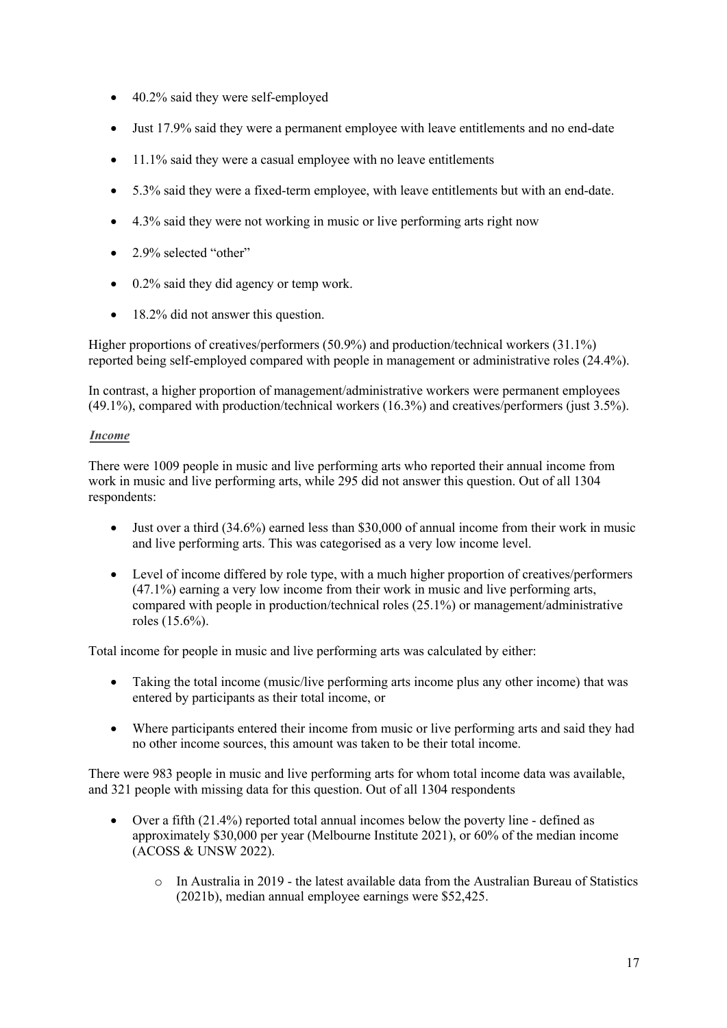- 40.2% said they were self-employed
- Just 17.9% said they were a permanent employee with leave entitlements and no end-date
- 11.1% said they were a casual employee with no leave entitlements
- 5.3% said they were a fixed-term employee, with leave entitlements but with an end-date.
- 4.3% said they were not working in music or live performing arts right now
- 2.9% selected "other"
- 0.2% said they did agency or temp work.
- 18.2% did not answer this question.

Higher proportions of creatives/performers (50.9%) and production/technical workers (31.1%) reported being self-employed compared with people in management or administrative roles (24.4%).

In contrast, a higher proportion of management/administrative workers were permanent employees (49.1%), compared with production/technical workers (16.3%) and creatives/performers (just 3.5%).

***Income***

There were 1009 people in music and live performing arts who reported their annual income from work in music and live performing arts, while 295 did not answer this question. Out of all 1304 respondents:

- Just over a third (34.6%) earned less than $30,000 of annual income from their work in music and live performing arts. This was categorised as a very low income level.
- Level of income differed by role type, with a much higher proportion of creatives/performers (47.1%) earning a very low income from their work in music and live performing arts, compared with people in production/technical roles (25.1%) or management/administrative roles (15.6%).

Total income for people in music and live performing arts was calculated by either:

- Taking the total income (music/live performing arts income plus any other income) that was entered by participants as their total income, or
- Where participants entered their income from music or live performing arts and said they had no other income sources, this amount was taken to be their total income.

There were 983 people in music and live performing arts for whom total income data was available, and 321 people with missing data for this question. Out of all 1304 respondents

- Over a fifth (21.4%) reported total annual incomes below the poverty line - defined as approximately $30,000 per year (Melbourne Institute 2021), or 60% of the median income (ACOSS & UNSW 2022).
  - In Australia in 2019 - the latest available data from the Australian Bureau of Statistics (2021b), median annual employee earnings were $52,425.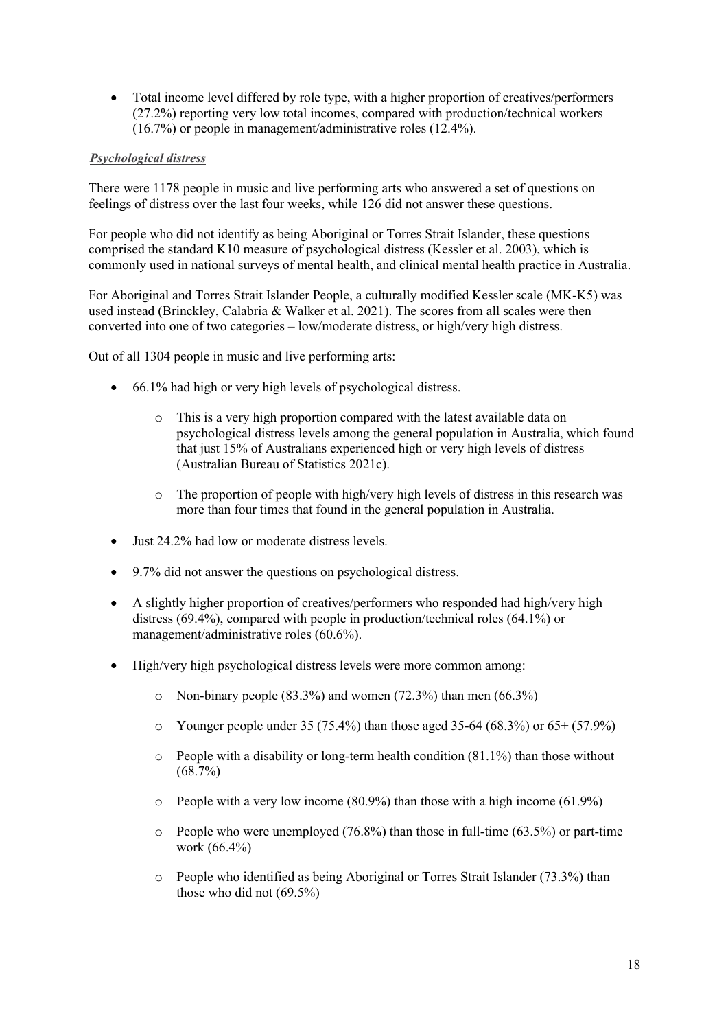- Total income level differed by role type, with a higher proportion of creatives/performers (27.2%) reporting very low total incomes, compared with production/technical workers (16.7%) or people in management/administrative roles (12.4%).

***Psychological distress***

There were 1178 people in music and live performing arts who answered a set of questions on feelings of distress over the last four weeks, while 126 did not answer these questions.

For people who did not identify as being Aboriginal or Torres Strait Islander, these questions comprised the standard K10 measure of psychological distress (Kessler et al. 2003), which is commonly used in national surveys of mental health, and clinical mental health practice in Australia.

For Aboriginal and Torres Strait Islander People, a culturally modified Kessler scale (MK-K5) was used instead (Brinckley, Calabria & Walker et al. 2021). The scores from all scales were then converted into one of two categories – low/moderate distress, or high/very high distress.

Out of all 1304 people in music and live performing arts:

- 66.1% had high or very high levels of psychological distress.
    - This is a very high proportion compared with the latest available data on psychological distress levels among the general population in Australia, which found that just 15% of Australians experienced high or very high levels of distress (Australian Bureau of Statistics 2021c).
    - The proportion of people with high/very high levels of distress in this research was more than four times that found in the general population in Australia.
- Just 24.2% had low or moderate distress levels.
- 9.7% did not answer the questions on psychological distress.
- A slightly higher proportion of creatives/performers who responded had high/very high distress (69.4%), compared with people in production/technical roles (64.1%) or management/administrative roles (60.6%).
- High/very high psychological distress levels were more common among:
    - Non-binary people (83.3%) and women (72.3%) than men (66.3%)
    - Younger people under 35 (75.4%) than those aged 35-64 (68.3%) or 65+ (57.9%)
    - People with a disability or long-term health condition (81.1%) than those without (68.7%)
    - People with a very low income (80.9%) than those with a high income (61.9%)
    - People who were unemployed (76.8%) than those in full-time (63.5%) or part-time work (66.4%)
    - People who identified as being Aboriginal or Torres Strait Islander (73.3%) than those who did not (69.5%)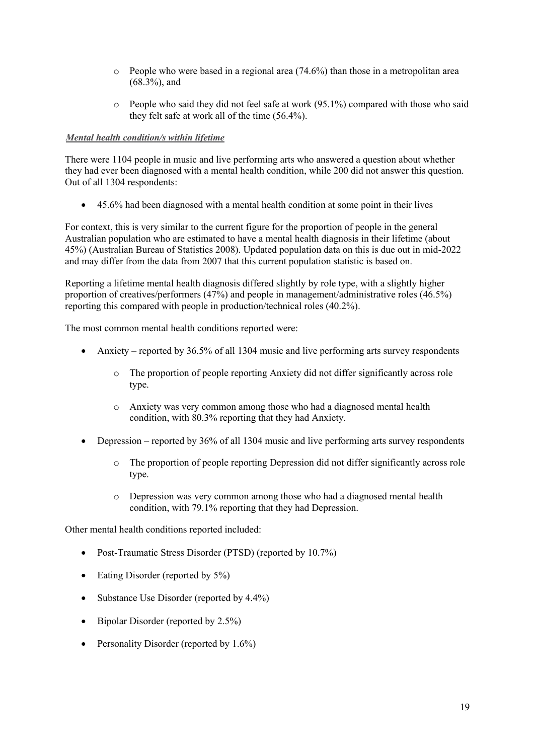- People who were based in a regional area (74.6%) than those in a metropolitan area (68.3%), and

- People who said they did not feel safe at work (95.1%) compared with those who said they felt safe at work all of the time (56.4%).

***Mental health condition/s within lifetime***

There were 1104 people in music and live performing arts who answered a question about whether they had ever been diagnosed with a mental health condition, while 200 did not answer this question. Out of all 1304 respondents:

- 45.6% had been diagnosed with a mental health condition at some point in their lives

For context, this is very similar to the current figure for the proportion of people in the general Australian population who are estimated to have a mental health diagnosis in their lifetime (about 45%) (Australian Bureau of Statistics 2008). Updated population data on this is due out in mid-2022 and may differ from the data from 2007 that this current population statistic is based on.

Reporting a lifetime mental health diagnosis differed slightly by role type, with a slightly higher proportion of creatives/performers (47%) and people in management/administrative roles (46.5%) reporting this compared with people in production/technical roles (40.2%).

The most common mental health conditions reported were:

- Anxiety – reported by 36.5% of all 1304 music and live performing arts survey respondents
  - The proportion of people reporting Anxiety did not differ significantly across role type.
  - Anxiety was very common among those who had a diagnosed mental health condition, with 80.3% reporting that they had Anxiety.
- Depression – reported by 36% of all 1304 music and live performing arts survey respondents
  - The proportion of people reporting Depression did not differ significantly across role type.
  - Depression was very common among those who had a diagnosed mental health condition, with 79.1% reporting that they had Depression.

Other mental health conditions reported included:

- Post-Traumatic Stress Disorder (PTSD) (reported by 10.7%)
- Eating Disorder (reported by 5%)
- Substance Use Disorder (reported by 4.4%)
- Bipolar Disorder (reported by 2.5%)
- Personality Disorder (reported by 1.6%)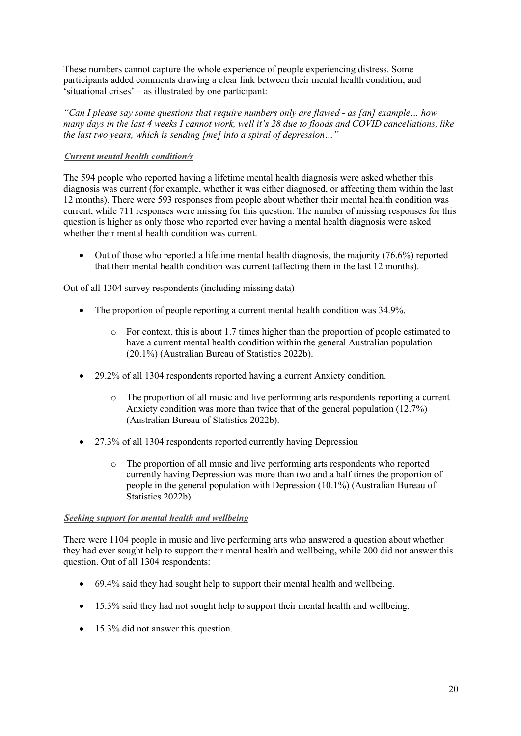These numbers cannot capture the whole experience of people experiencing distress. Some participants added comments drawing a clear link between their mental health condition, and 'situational crises' – as illustrated by one participant:

*"Can I please say some questions that require numbers only are flawed - as [an] example… how many days in the last 4 weeks I cannot work, well it's 28 due to floods and COVID cancellations, like the last two years, which is sending [me] into a spiral of depression…"*

***Current mental health condition/s***

The 594 people who reported having a lifetime mental health diagnosis were asked whether this diagnosis was current (for example, whether it was either diagnosed, or affecting them within the last 12 months). There were 593 responses from people about whether their mental health condition was current, while 711 responses were missing for this question. The number of missing responses for this question is higher as only those who reported ever having a mental health diagnosis were asked whether their mental health condition was current.

- Out of those who reported a lifetime mental health diagnosis, the majority (76.6%) reported that their mental health condition was current (affecting them in the last 12 months).

Out of all 1304 survey respondents (including missing data)

- The proportion of people reporting a current mental health condition was 34.9%.
    - For context, this is about 1.7 times higher than the proportion of people estimated to have a current mental health condition within the general Australian population (20.1%) (Australian Bureau of Statistics 2022b).
- 29.2% of all 1304 respondents reported having a current Anxiety condition.
    - The proportion of all music and live performing arts respondents reporting a current Anxiety condition was more than twice that of the general population (12.7%) (Australian Bureau of Statistics 2022b).
- 27.3% of all 1304 respondents reported currently having Depression
    - The proportion of all music and live performing arts respondents who reported currently having Depression was more than two and a half times the proportion of people in the general population with Depression (10.1%) (Australian Bureau of Statistics 2022b).

***Seeking support for mental health and wellbeing***

There were 1104 people in music and live performing arts who answered a question about whether they had ever sought help to support their mental health and wellbeing, while 200 did not answer this question. Out of all 1304 respondents:

- 69.4% said they had sought help to support their mental health and wellbeing.
- 15.3% said they had not sought help to support their mental health and wellbeing.
- 15.3% did not answer this question.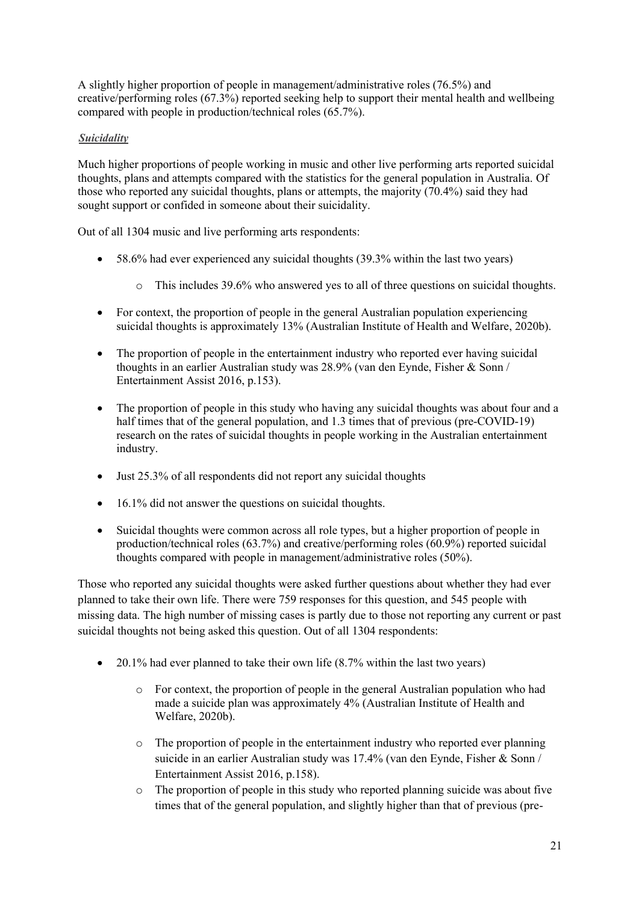A slightly higher proportion of people in management/administrative roles (76.5%) and creative/performing roles (67.3%) reported seeking help to support their mental health and wellbeing compared with people in production/technical roles (65.7%).

***Suicidality***

Much higher proportions of people working in music and other live performing arts reported suicidal thoughts, plans and attempts compared with the statistics for the general population in Australia. Of those who reported any suicidal thoughts, plans or attempts, the majority (70.4%) said they had sought support or confided in someone about their suicidality.

Out of all 1304 music and live performing arts respondents:

- 58.6% had ever experienced any suicidal thoughts (39.3% within the last two years)
    - This includes 39.6% who answered yes to all of three questions on suicidal thoughts.
- For context, the proportion of people in the general Australian population experiencing suicidal thoughts is approximately 13% (Australian Institute of Health and Welfare, 2020b).
- The proportion of people in the entertainment industry who reported ever having suicidal thoughts in an earlier Australian study was 28.9% (van den Eynde, Fisher & Sonn / Entertainment Assist 2016, p.153).
- The proportion of people in this study who having any suicidal thoughts was about four and a half times that of the general population, and 1.3 times that of previous (pre-COVID-19) research on the rates of suicidal thoughts in people working in the Australian entertainment industry.
- Just 25.3% of all respondents did not report any suicidal thoughts
- 16.1% did not answer the questions on suicidal thoughts.
- Suicidal thoughts were common across all role types, but a higher proportion of people in production/technical roles (63.7%) and creative/performing roles (60.9%) reported suicidal thoughts compared with people in management/administrative roles (50%).

Those who reported any suicidal thoughts were asked further questions about whether they had ever planned to take their own life. There were 759 responses for this question, and 545 people with missing data. The high number of missing cases is partly due to those not reporting any current or past suicidal thoughts not being asked this question. Out of all 1304 respondents:

- 20.1% had ever planned to take their own life (8.7% within the last two years)
    - For context, the proportion of people in the general Australian population who had made a suicide plan was approximately 4% (Australian Institute of Health and Welfare, 2020b).
    - The proportion of people in the entertainment industry who reported ever planning suicide in an earlier Australian study was 17.4% (van den Eynde, Fisher & Sonn / Entertainment Assist 2016, p.158).
    - The proportion of people in this study who reported planning suicide was about five times that of the general population, and slightly higher than that of previous (pre-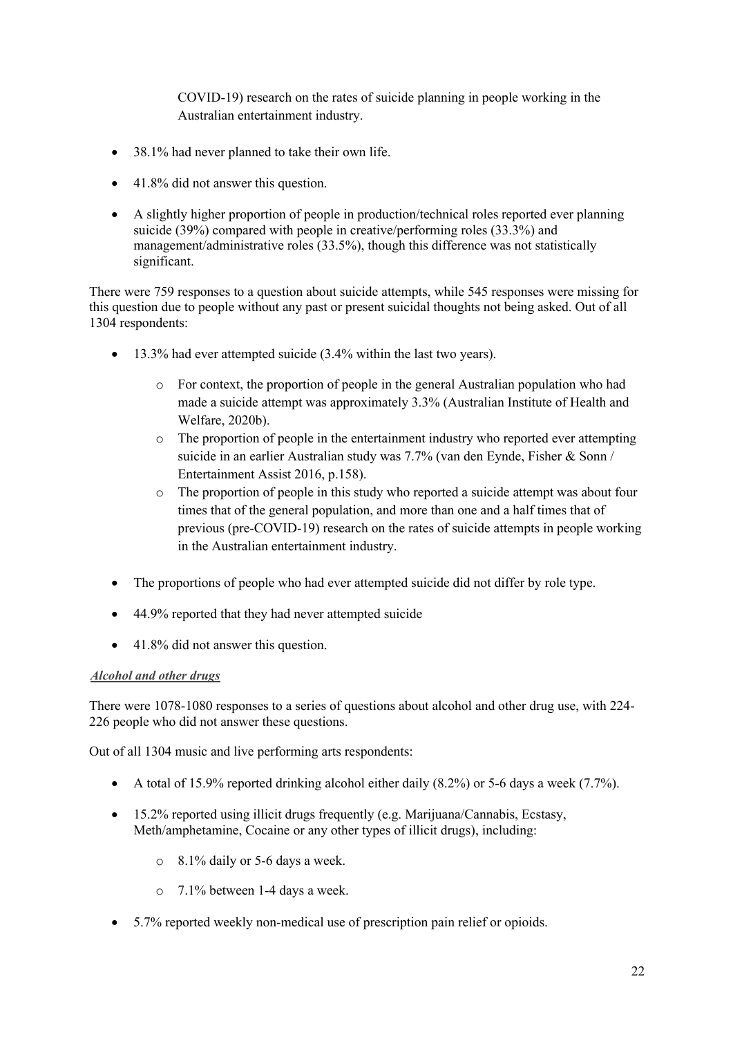COVID-19) research on the rates of suicide planning in people working in the Australian entertainment industry.

- 38.1% had never planned to take their own life.
- 41.8% did not answer this question.
- A slightly higher proportion of people in production/technical roles reported ever planning suicide (39%) compared with people in creative/performing roles (33.3%) and management/administrative roles (33.5%), though this difference was not statistically significant.

There were 759 responses to a question about suicide attempts, while 545 responses were missing for this question due to people without any past or present suicidal thoughts not being asked. Out of all 1304 respondents:

- 13.3% had ever attempted suicide (3.4% within the last two years).
    - For context, the proportion of people in the general Australian population who had made a suicide attempt was approximately 3.3% (Australian Institute of Health and Welfare, 2020b).
    - The proportion of people in the entertainment industry who reported ever attempting suicide in an earlier Australian study was 7.7% (van den Eynde, Fisher & Sonn / Entertainment Assist 2016, p.158).
    - The proportion of people in this study who reported a suicide attempt was about four times that of the general population, and more than one and a half times that of previous (pre-COVID-19) research on the rates of suicide attempts in people working in the Australian entertainment industry.
- The proportions of people who had ever attempted suicide did not differ by role type.
- 44.9% reported that they had never attempted suicide
- 41.8% did not answer this question.

***Alcohol and other drugs***

There were 1078-1080 responses to a series of questions about alcohol and other drug use, with 224-226 people who did not answer these questions.

Out of all 1304 music and live performing arts respondents:

- A total of 15.9% reported drinking alcohol either daily (8.2%) or 5-6 days a week (7.7%).
- 15.2% reported using illicit drugs frequently (e.g. Marijuana/Cannabis, Ecstasy, Meth/amphetamine, Cocaine or any other types of illicit drugs), including:
    - 8.1% daily or 5-6 days a week.
    - 7.1% between 1-4 days a week.
- 5.7% reported weekly non-medical use of prescription pain relief or opioids.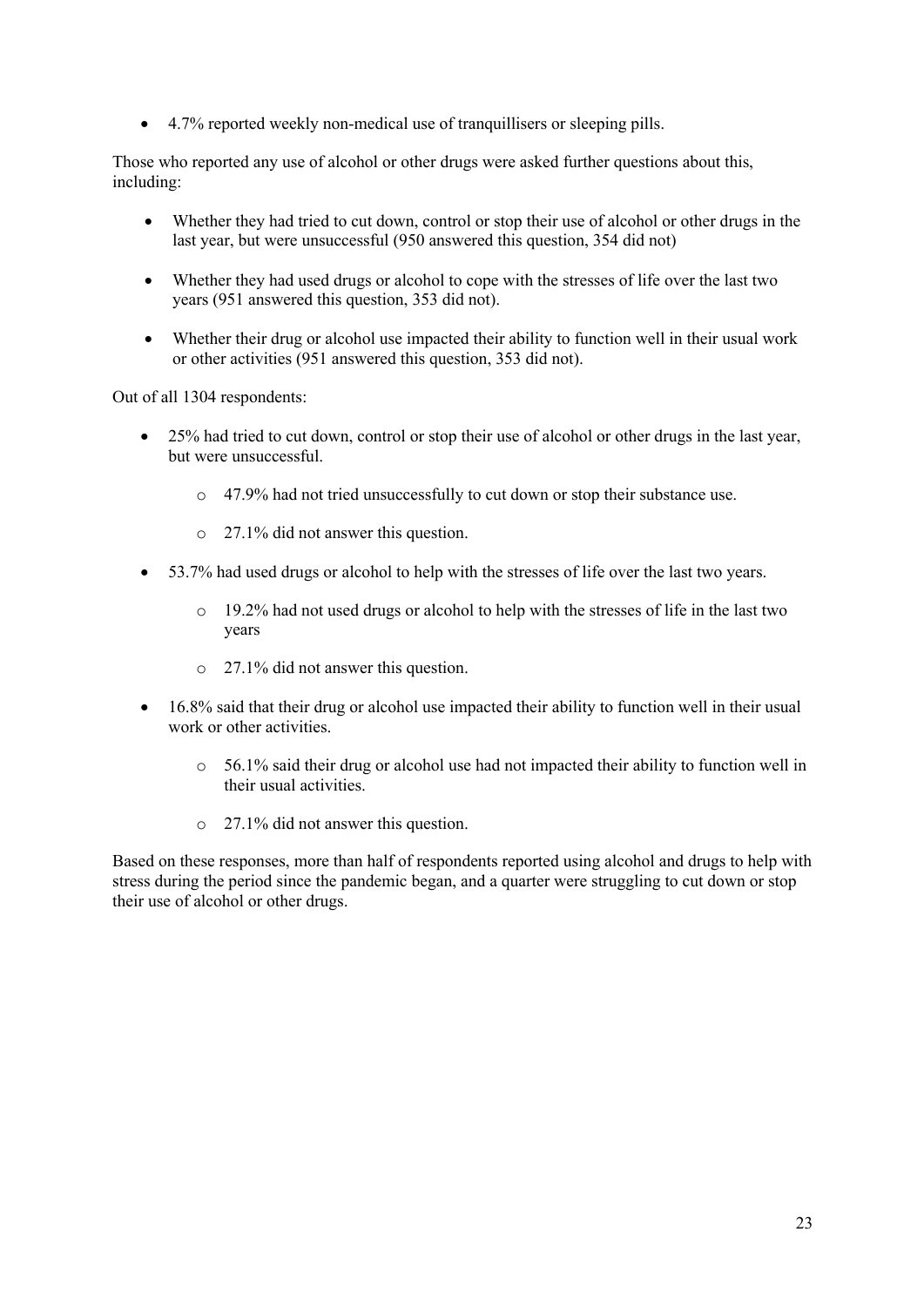- 4.7% reported weekly non-medical use of tranquillisers or sleeping pills.

Those who reported any use of alcohol or other drugs were asked further questions about this, including:

- Whether they had tried to cut down, control or stop their use of alcohol or other drugs in the last year, but were unsuccessful (950 answered this question, 354 did not)
- Whether they had used drugs or alcohol to cope with the stresses of life over the last two years (951 answered this question, 353 did not).
- Whether their drug or alcohol use impacted their ability to function well in their usual work or other activities (951 answered this question, 353 did not).

Out of all 1304 respondents:

- 25% had tried to cut down, control or stop their use of alcohol or other drugs in the last year, but were unsuccessful.
    - 47.9% had not tried unsuccessfully to cut down or stop their substance use.
    - 27.1% did not answer this question.
- 53.7% had used drugs or alcohol to help with the stresses of life over the last two years.
    - 19.2% had not used drugs or alcohol to help with the stresses of life in the last two years
    - 27.1% did not answer this question.
- 16.8% said that their drug or alcohol use impacted their ability to function well in their usual work or other activities.
    - 56.1% said their drug or alcohol use had not impacted their ability to function well in their usual activities.
    - 27.1% did not answer this question.

Based on these responses, more than half of respondents reported using alcohol and drugs to help with stress during the period since the pandemic began, and a quarter were struggling to cut down or stop their use of alcohol or other drugs.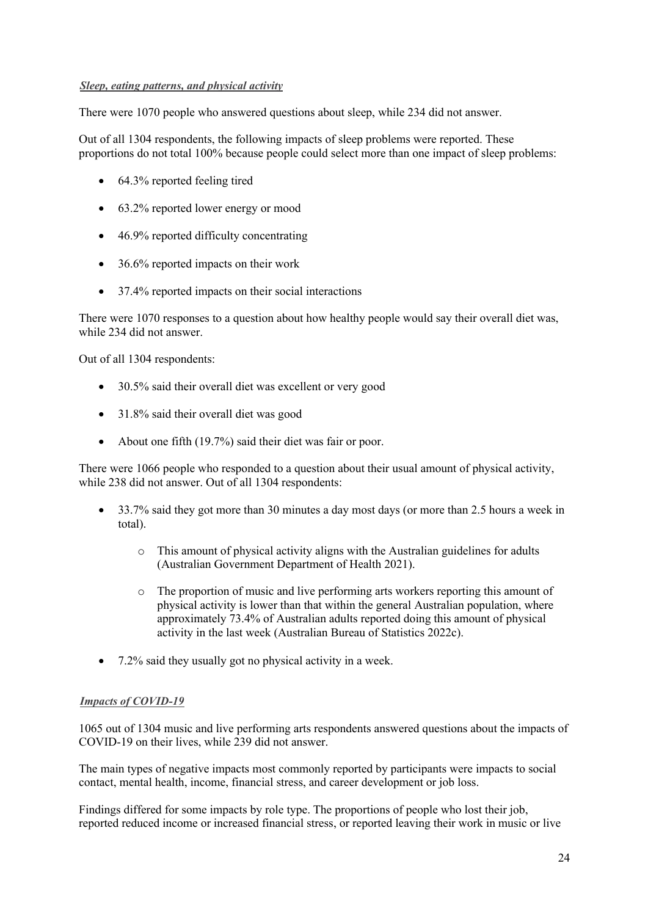***Sleep, eating patterns, and physical activity***

There were 1070 people who answered questions about sleep, while 234 did not answer.

Out of all 1304 respondents, the following impacts of sleep problems were reported. These proportions do not total 100% because people could select more than one impact of sleep problems:

- 64.3% reported feeling tired
- 63.2% reported lower energy or mood
- 46.9% reported difficulty concentrating
- 36.6% reported impacts on their work
- 37.4% reported impacts on their social interactions

There were 1070 responses to a question about how healthy people would say their overall diet was, while 234 did not answer.

Out of all 1304 respondents:

- 30.5% said their overall diet was excellent or very good
- 31.8% said their overall diet was good
- About one fifth (19.7%) said their diet was fair or poor.

There were 1066 people who responded to a question about their usual amount of physical activity, while 238 did not answer. Out of all 1304 respondents:

- 33.7% said they got more than 30 minutes a day most days (or more than 2.5 hours a week in total).
    - This amount of physical activity aligns with the Australian guidelines for adults (Australian Government Department of Health 2021).
    - The proportion of music and live performing arts workers reporting this amount of physical activity is lower than that within the general Australian population, where approximately 73.4% of Australian adults reported doing this amount of physical activity in the last week (Australian Bureau of Statistics 2022c).
- 7.2% said they usually got no physical activity in a week.

***Impacts of COVID-19***

1065 out of 1304 music and live performing arts respondents answered questions about the impacts of COVID-19 on their lives, while 239 did not answer.

The main types of negative impacts most commonly reported by participants were impacts to social contact, mental health, income, financial stress, and career development or job loss.

Findings differed for some impacts by role type. The proportions of people who lost their job, reported reduced income or increased financial stress, or reported leaving their work in music or live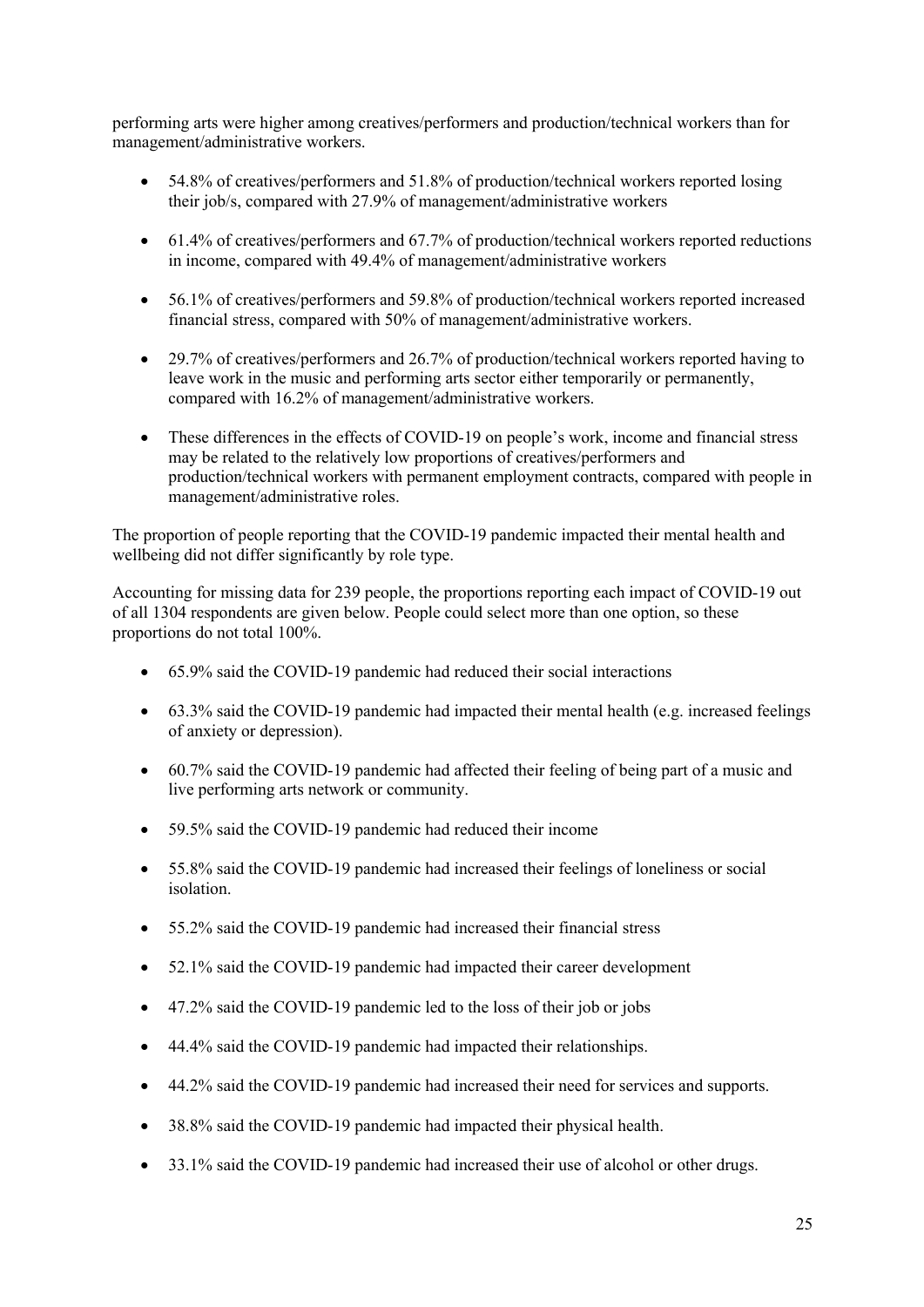performing arts were higher among creatives/performers and production/technical workers than for management/administrative workers.

- 54.8% of creatives/performers and 51.8% of production/technical workers reported losing their job/s, compared with 27.9% of management/administrative workers
- 61.4% of creatives/performers and 67.7% of production/technical workers reported reductions in income, compared with 49.4% of management/administrative workers
- 56.1% of creatives/performers and 59.8% of production/technical workers reported increased financial stress, compared with 50% of management/administrative workers.
- 29.7% of creatives/performers and 26.7% of production/technical workers reported having to leave work in the music and performing arts sector either temporarily or permanently, compared with 16.2% of management/administrative workers.
- These differences in the effects of COVID-19 on people's work, income and financial stress may be related to the relatively low proportions of creatives/performers and production/technical workers with permanent employment contracts, compared with people in management/administrative roles.

The proportion of people reporting that the COVID-19 pandemic impacted their mental health and wellbeing did not differ significantly by role type.

Accounting for missing data for 239 people, the proportions reporting each impact of COVID-19 out of all 1304 respondents are given below. People could select more than one option, so these proportions do not total 100%.

- 65.9% said the COVID-19 pandemic had reduced their social interactions
- 63.3% said the COVID-19 pandemic had impacted their mental health (e.g. increased feelings of anxiety or depression).
- 60.7% said the COVID-19 pandemic had affected their feeling of being part of a music and live performing arts network or community.
- 59.5% said the COVID-19 pandemic had reduced their income
- 55.8% said the COVID-19 pandemic had increased their feelings of loneliness or social isolation.
- 55.2% said the COVID-19 pandemic had increased their financial stress
- 52.1% said the COVID-19 pandemic had impacted their career development
- 47.2% said the COVID-19 pandemic led to the loss of their job or jobs
- 44.4% said the COVID-19 pandemic had impacted their relationships.
- 44.2% said the COVID-19 pandemic had increased their need for services and supports.
- 38.8% said the COVID-19 pandemic had impacted their physical health.
- 33.1% said the COVID-19 pandemic had increased their use of alcohol or other drugs.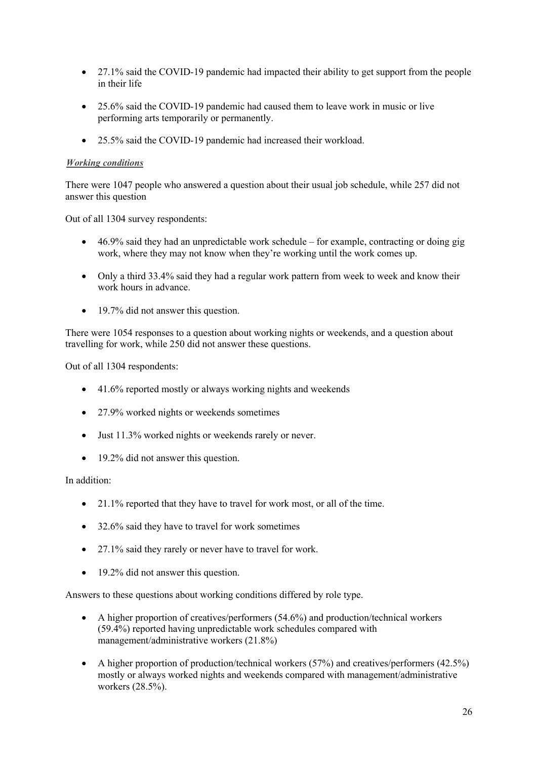- 27.1% said the COVID-19 pandemic had impacted their ability to get support from the people in their life

- 25.6% said the COVID-19 pandemic had caused them to leave work in music or live performing arts temporarily or permanently.

- 25.5% said the COVID-19 pandemic had increased their workload.

***Working conditions***

There were 1047 people who answered a question about their usual job schedule, while 257 did not answer this question

Out of all 1304 survey respondents:

- 46.9% said they had an unpredictable work schedule – for example, contracting or doing gig work, where they may not know when they're working until the work comes up.

- Only a third 33.4% said they had a regular work pattern from week to week and know their work hours in advance.

- 19.7% did not answer this question.

There were 1054 responses to a question about working nights or weekends, and a question about travelling for work, while 250 did not answer these questions.

Out of all 1304 respondents:

- 41.6% reported mostly or always working nights and weekends

- 27.9% worked nights or weekends sometimes

- Just 11.3% worked nights or weekends rarely or never.

- 19.2% did not answer this question.

In addition:

- 21.1% reported that they have to travel for work most, or all of the time.

- 32.6% said they have to travel for work sometimes

- 27.1% said they rarely or never have to travel for work.

- 19.2% did not answer this question.

Answers to these questions about working conditions differed by role type.

- A higher proportion of creatives/performers (54.6%) and production/technical workers (59.4%) reported having unpredictable work schedules compared with management/administrative workers (21.8%)

- A higher proportion of production/technical workers (57%) and creatives/performers (42.5%) mostly or always worked nights and weekends compared with management/administrative workers (28.5%).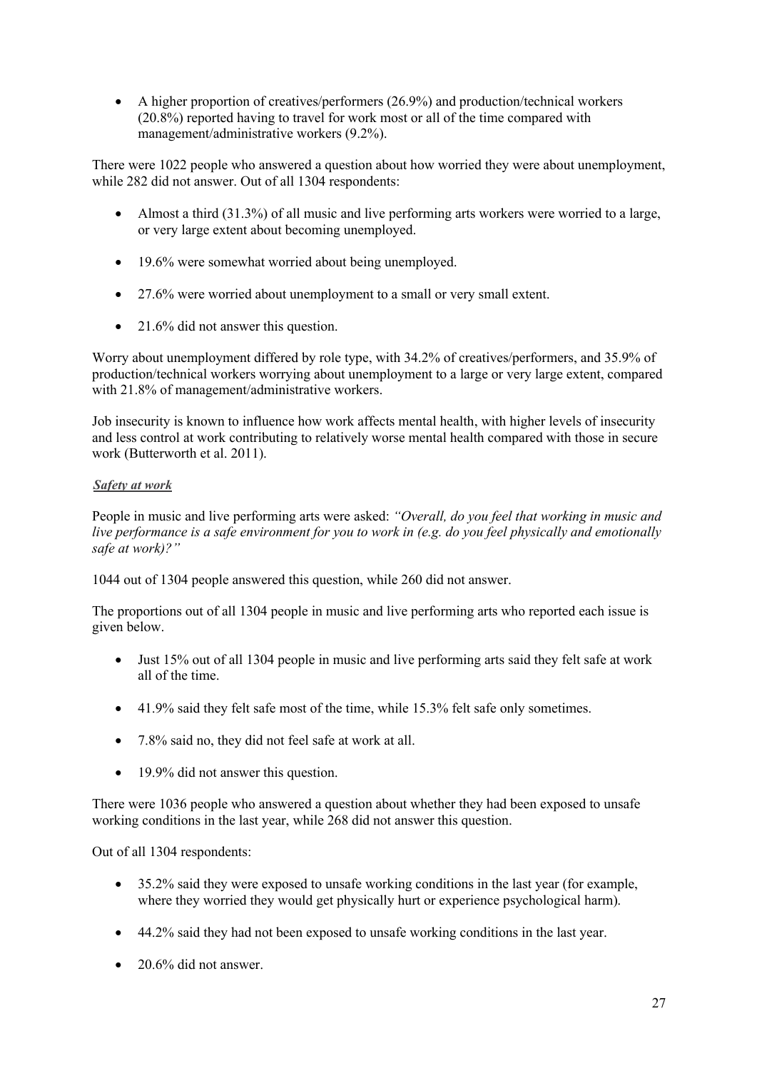- A higher proportion of creatives/performers (26.9%) and production/technical workers (20.8%) reported having to travel for work most or all of the time compared with management/administrative workers (9.2%).

There were 1022 people who answered a question about how worried they were about unemployment, while 282 did not answer. Out of all 1304 respondents:

- Almost a third (31.3%) of all music and live performing arts workers were worried to a large, or very large extent about becoming unemployed.
- 19.6% were somewhat worried about being unemployed.
- 27.6% were worried about unemployment to a small or very small extent.
- 21.6% did not answer this question.

Worry about unemployment differed by role type, with 34.2% of creatives/performers, and 35.9% of production/technical workers worrying about unemployment to a large or very large extent, compared with 21.8% of management/administrative workers.

Job insecurity is known to influence how work affects mental health, with higher levels of insecurity and less control at work contributing to relatively worse mental health compared with those in secure work (Butterworth et al. 2011).

***Safety at work***

People in music and live performing arts were asked: *"Overall, do you feel that working in music and live performance is a safe environment for you to work in (e.g. do you feel physically and emotionally safe at work)?"*

1044 out of 1304 people answered this question, while 260 did not answer.

The proportions out of all 1304 people in music and live performing arts who reported each issue is given below.

- Just 15% out of all 1304 people in music and live performing arts said they felt safe at work all of the time.
- 41.9% said they felt safe most of the time, while 15.3% felt safe only sometimes.
- 7.8% said no, they did not feel safe at work at all.
- 19.9% did not answer this question.

There were 1036 people who answered a question about whether they had been exposed to unsafe working conditions in the last year, while 268 did not answer this question.

Out of all 1304 respondents:

- 35.2% said they were exposed to unsafe working conditions in the last year (for example, where they worried they would get physically hurt or experience psychological harm).
- 44.2% said they had not been exposed to unsafe working conditions in the last year.
- 20.6% did not answer.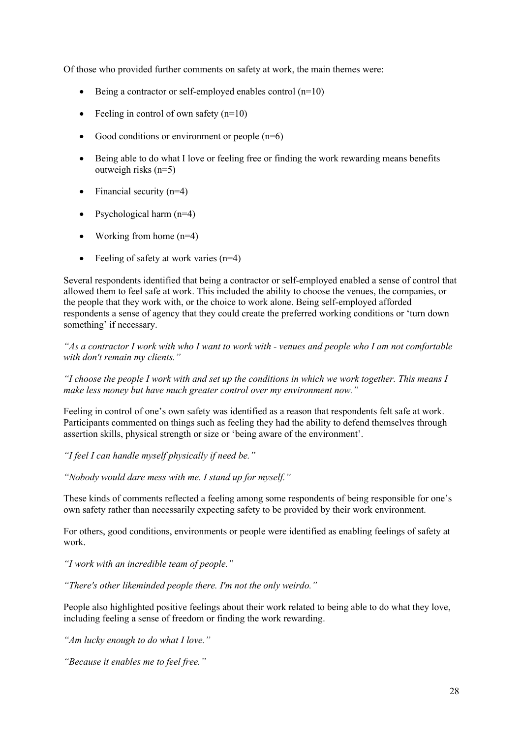Of those who provided further comments on safety at work, the main themes were:

- Being a contractor or self-employed enables control (n=10)
- Feeling in control of own safety (n=10)
- Good conditions or environment or people (n=6)
- Being able to do what I love or feeling free or finding the work rewarding means benefits outweigh risks (n=5)
- Financial security (n=4)
- Psychological harm (n=4)
- Working from home (n=4)
- Feeling of safety at work varies (n=4)

Several respondents identified that being a contractor or self-employed enabled a sense of control that allowed them to feel safe at work. This included the ability to choose the venues, the companies, or the people that they work with, or the choice to work alone. Being self-employed afforded respondents a sense of agency that they could create the preferred working conditions or 'turn down something' if necessary.

*"As a contractor I work with who I want to work with - venues and people who I am not comfortable with don't remain my clients."*

*"I choose the people I work with and set up the conditions in which we work together. This means I make less money but have much greater control over my environment now."*

Feeling in control of one's own safety was identified as a reason that respondents felt safe at work. Participants commented on things such as feeling they had the ability to defend themselves through assertion skills, physical strength or size or 'being aware of the environment'.

*"I feel I can handle myself physically if need be."*

*"Nobody would dare mess with me. I stand up for myself."*

These kinds of comments reflected a feeling among some respondents of being responsible for one's own safety rather than necessarily expecting safety to be provided by their work environment.

For others, good conditions, environments or people were identified as enabling feelings of safety at work.

*"I work with an incredible team of people."*

*"There's other likeminded people there. I'm not the only weirdo."*

People also highlighted positive feelings about their work related to being able to do what they love, including feeling a sense of freedom or finding the work rewarding.

*"Am lucky enough to do what I love."*

*"Because it enables me to feel free."*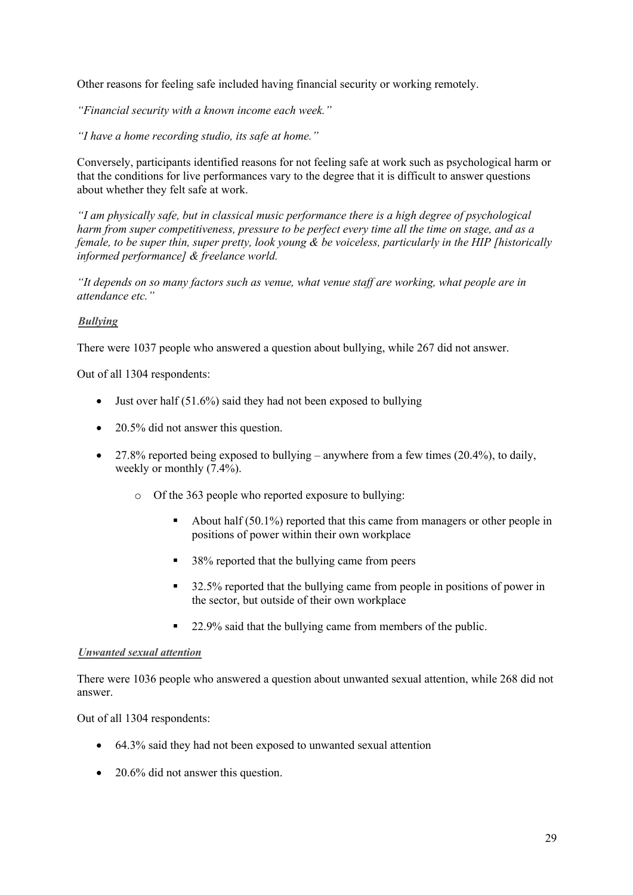Other reasons for feeling safe included having financial security or working remotely.

*"Financial security with a known income each week."*

*"I have a home recording studio, its safe at home."*

Conversely, participants identified reasons for not feeling safe at work such as psychological harm or that the conditions for live performances vary to the degree that it is difficult to answer questions about whether they felt safe at work.

*"I am physically safe, but in classical music performance there is a high degree of psychological harm from super competitiveness, pressure to be perfect every time all the time on stage, and as a female, to be super thin, super pretty, look young & be voiceless, particularly in the HIP [historically informed performance] & freelance world.*

*"It depends on so many factors such as venue, what venue staff are working, what people are in attendance etc."*

***Bullying***

There were 1037 people who answered a question about bullying, while 267 did not answer.

Out of all 1304 respondents:

- Just over half (51.6%) said they had not been exposed to bullying
- 20.5% did not answer this question.
- 27.8% reported being exposed to bullying – anywhere from a few times (20.4%), to daily, weekly or monthly (7.4%).
  - Of the 363 people who reported exposure to bullying:
    - About half (50.1%) reported that this came from managers or other people in positions of power within their own workplace
    - 38% reported that the bullying came from peers
    - 32.5% reported that the bullying came from people in positions of power in the sector, but outside of their own workplace
    - 22.9% said that the bullying came from members of the public.

***Unwanted sexual attention***

There were 1036 people who answered a question about unwanted sexual attention, while 268 did not answer.

Out of all 1304 respondents:

- 64.3% said they had not been exposed to unwanted sexual attention
- 20.6% did not answer this question.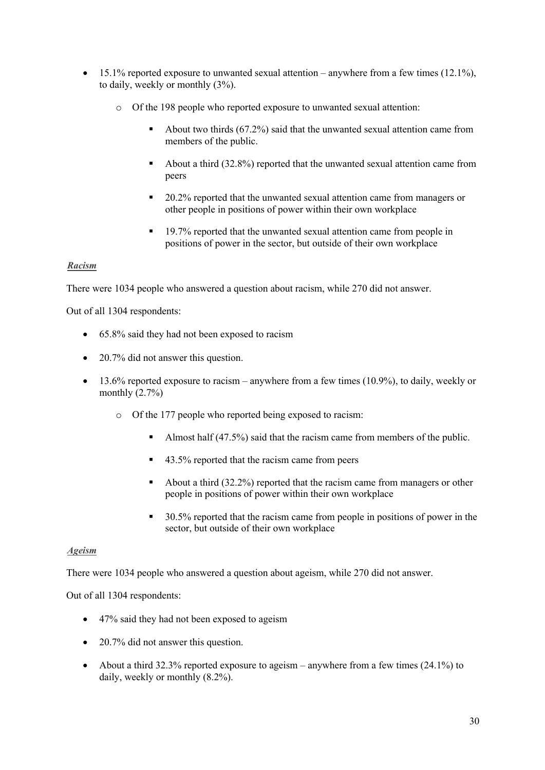- 15.1% reported exposure to unwanted sexual attention – anywhere from a few times (12.1%), to daily, weekly or monthly (3%).
    - Of the 198 people who reported exposure to unwanted sexual attention:
        - About two thirds (67.2%) said that the unwanted sexual attention came from members of the public.
        - About a third (32.8%) reported that the unwanted sexual attention came from peers
        - 20.2% reported that the unwanted sexual attention came from managers or other people in positions of power within their own workplace
        - 19.7% reported that the unwanted sexual attention came from people in positions of power in the sector, but outside of their own workplace

***Racism***

There were 1034 people who answered a question about racism, while 270 did not answer.

Out of all 1304 respondents:

- 65.8% said they had not been exposed to racism
- 20.7% did not answer this question.
- 13.6% reported exposure to racism – anywhere from a few times (10.9%), to daily, weekly or monthly (2.7%)
    - Of the 177 people who reported being exposed to racism:
        - Almost half (47.5%) said that the racism came from members of the public.
        - 43.5% reported that the racism came from peers
        - About a third (32.2%) reported that the racism came from managers or other people in positions of power within their own workplace
        - 30.5% reported that the racism came from people in positions of power in the sector, but outside of their own workplace

***Ageism***

There were 1034 people who answered a question about ageism, while 270 did not answer.

Out of all 1304 respondents:

- 47% said they had not been exposed to ageism
- 20.7% did not answer this question.
- About a third 32.3% reported exposure to ageism – anywhere from a few times (24.1%) to daily, weekly or monthly (8.2%).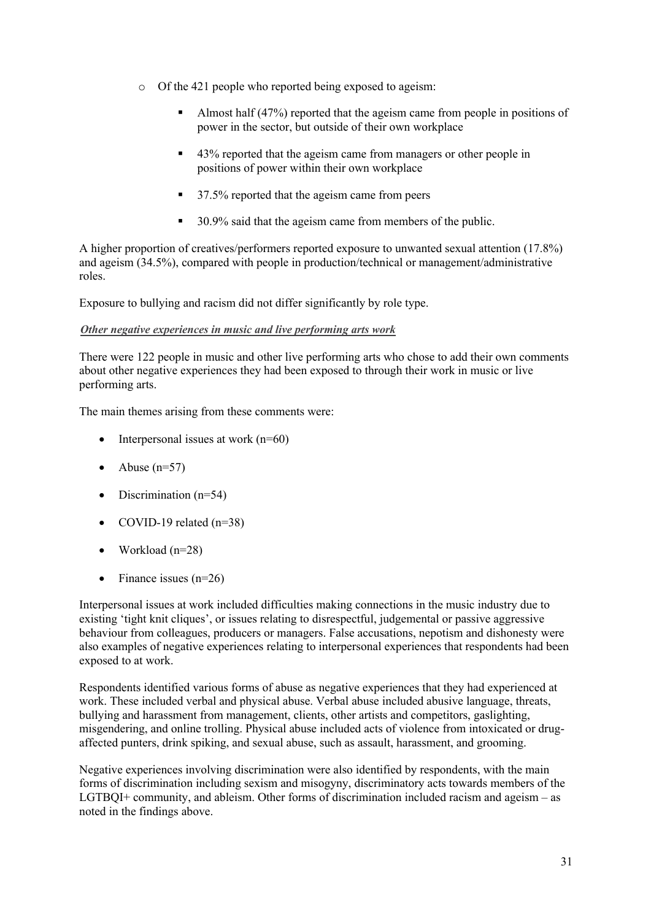- Of the 421 people who reported being exposed to ageism:
  - Almost half (47%) reported that the ageism came from people in positions of power in the sector, but outside of their own workplace
  - 43% reported that the ageism came from managers or other people in positions of power within their own workplace
  - 37.5% reported that the ageism came from peers
  - 30.9% said that the ageism came from members of the public.

A higher proportion of creatives/performers reported exposure to unwanted sexual attention (17.8%) and ageism (34.5%), compared with people in production/technical or management/administrative roles.

Exposure to bullying and racism did not differ significantly by role type.

***Other negative experiences in music and live performing arts work***

There were 122 people in music and other live performing arts who chose to add their own comments about other negative experiences they had been exposed to through their work in music or live performing arts.

The main themes arising from these comments were:

- Interpersonal issues at work (n=60)
- Abuse (n=57)
- Discrimination (n=54)
- COVID-19 related (n=38)
- Workload (n=28)
- Finance issues (n=26)

Interpersonal issues at work included difficulties making connections in the music industry due to existing 'tight knit cliques', or issues relating to disrespectful, judgemental or passive aggressive behaviour from colleagues, producers or managers. False accusations, nepotism and dishonesty were also examples of negative experiences relating to interpersonal experiences that respondents had been exposed to at work.

Respondents identified various forms of abuse as negative experiences that they had experienced at work. These included verbal and physical abuse. Verbal abuse included abusive language, threats, bullying and harassment from management, clients, other artists and competitors, gaslighting, misgendering, and online trolling. Physical abuse included acts of violence from intoxicated or drug-affected punters, drink spiking, and sexual abuse, such as assault, harassment, and grooming.

Negative experiences involving discrimination were also identified by respondents, with the main forms of discrimination including sexism and misogyny, discriminatory acts towards members of the LGTBQI+ community, and ableism. Other forms of discrimination included racism and ageism – as noted in the findings above.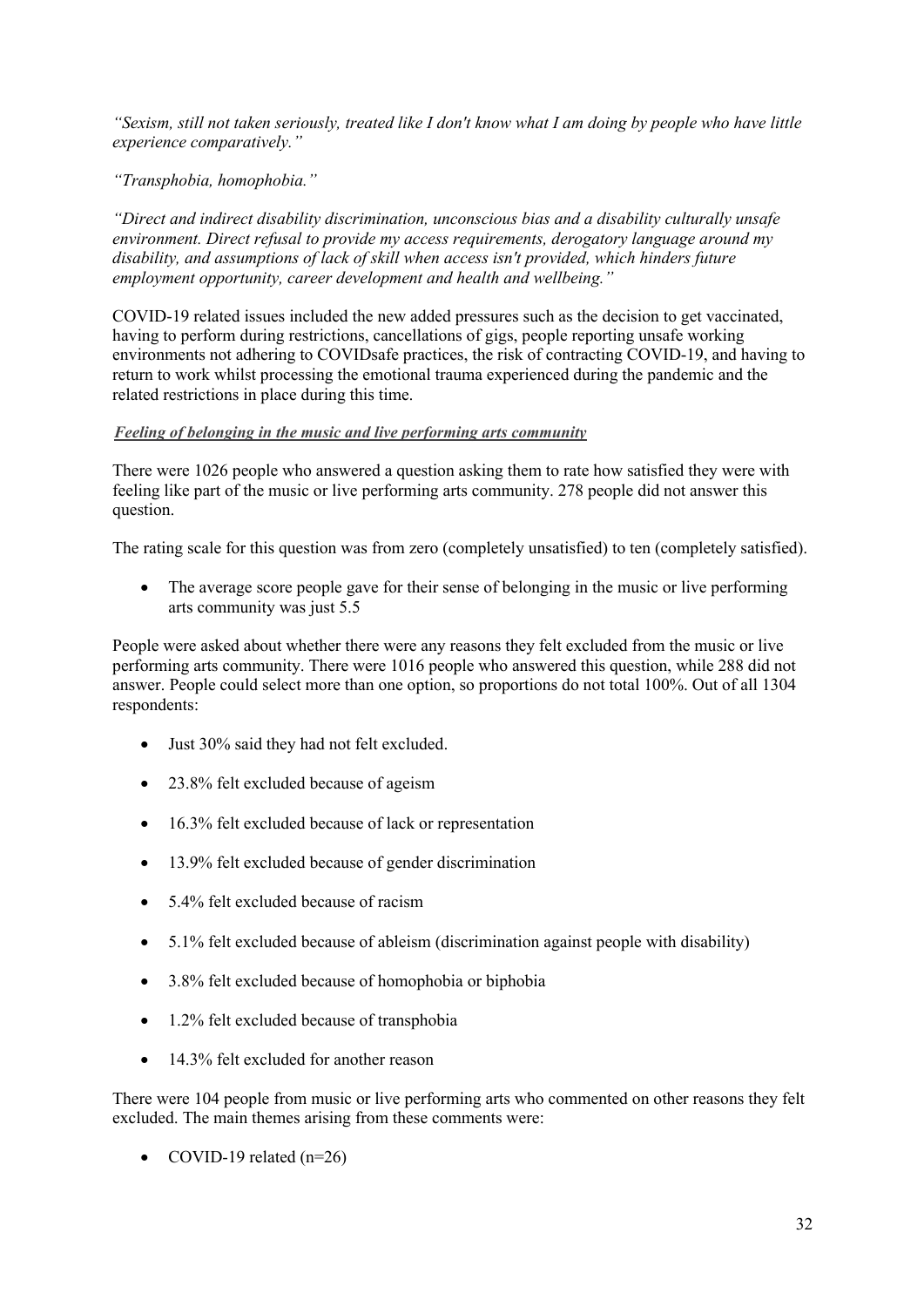*"Sexism, still not taken seriously, treated like I don't know what I am doing by people who have little experience comparatively."*

*"Transphobia, homophobia."*

*"Direct and indirect disability discrimination, unconscious bias and a disability culturally unsafe environment. Direct refusal to provide my access requirements, derogatory language around my disability, and assumptions of lack of skill when access isn't provided, which hinders future employment opportunity, career development and health and wellbeing."*

COVID-19 related issues included the new added pressures such as the decision to get vaccinated, having to perform during restrictions, cancellations of gigs, people reporting unsafe working environments not adhering to COVIDsafe practices, the risk of contracting COVID-19, and having to return to work whilst processing the emotional trauma experienced during the pandemic and the related restrictions in place during this time.

***Feeling of belonging in the music and live performing arts community***

There were 1026 people who answered a question asking them to rate how satisfied they were with feeling like part of the music or live performing arts community. 278 people did not answer this question.

The rating scale for this question was from zero (completely unsatisfied) to ten (completely satisfied).

- The average score people gave for their sense of belonging in the music or live performing arts community was just 5.5

People were asked about whether there were any reasons they felt excluded from the music or live performing arts community. There were 1016 people who answered this question, while 288 did not answer. People could select more than one option, so proportions do not total 100%. Out of all 1304 respondents:

- Just 30% said they had not felt excluded.
- 23.8% felt excluded because of ageism
- 16.3% felt excluded because of lack or representation
- 13.9% felt excluded because of gender discrimination
- 5.4% felt excluded because of racism
- 5.1% felt excluded because of ableism (discrimination against people with disability)
- 3.8% felt excluded because of homophobia or biphobia
- 1.2% felt excluded because of transphobia
- 14.3% felt excluded for another reason

There were 104 people from music or live performing arts who commented on other reasons they felt excluded. The main themes arising from these comments were:

- COVID-19 related (n=26)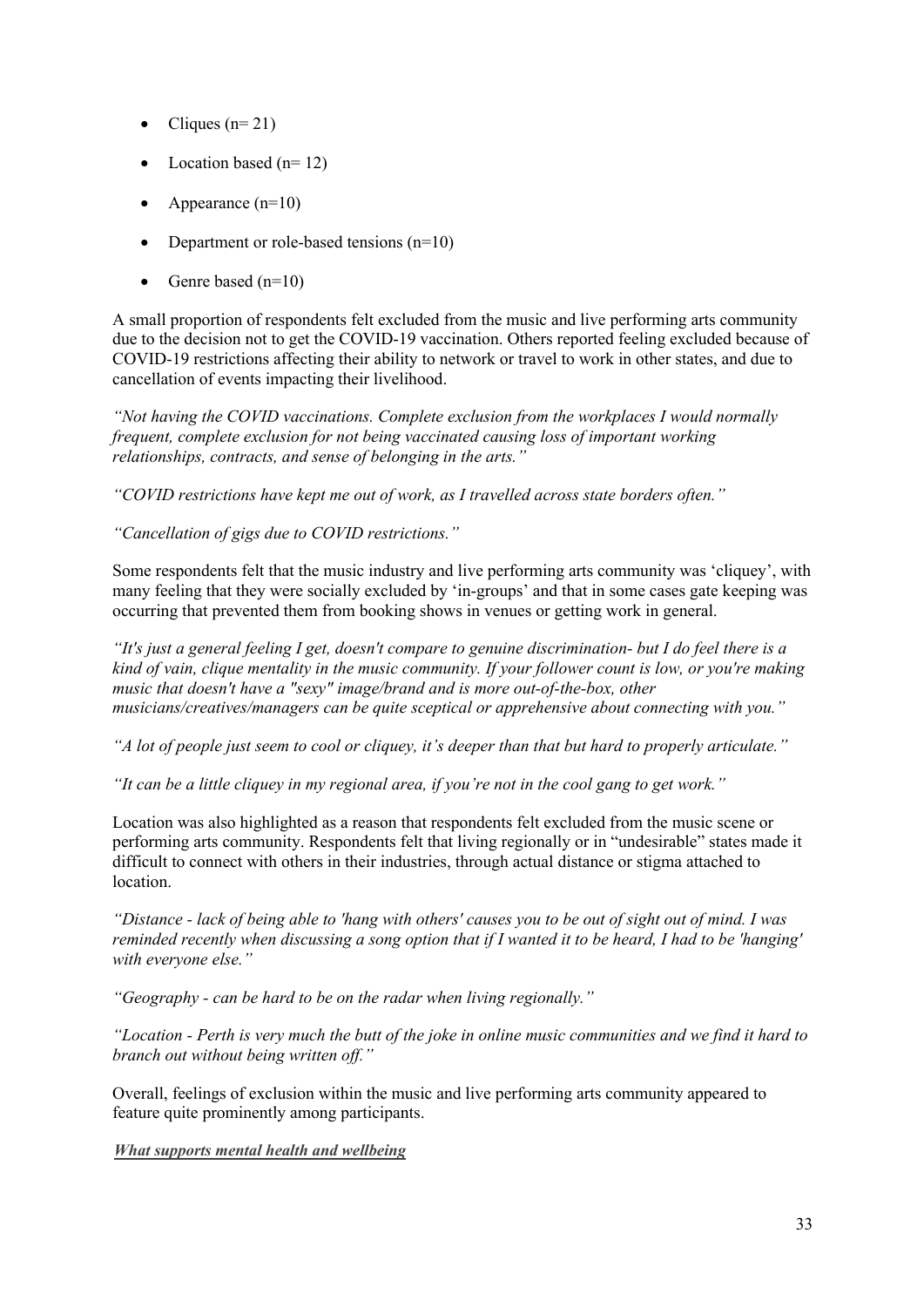- Cliques (n= 21)
- Location based (n= 12)
- Appearance (n=10)
- Department or role-based tensions (n=10)
- Genre based (n=10)

A small proportion of respondents felt excluded from the music and live performing arts community due to the decision not to get the COVID-19 vaccination. Others reported feeling excluded because of COVID-19 restrictions affecting their ability to network or travel to work in other states, and due to cancellation of events impacting their livelihood.

*"Not having the COVID vaccinations. Complete exclusion from the workplaces I would normally frequent, complete exclusion for not being vaccinated causing loss of important working relationships, contracts, and sense of belonging in the arts."*

*"COVID restrictions have kept me out of work, as I travelled across state borders often."*

*"Cancellation of gigs due to COVID restrictions."*

Some respondents felt that the music industry and live performing arts community was 'cliquey', with many feeling that they were socially excluded by 'in-groups' and that in some cases gate keeping was occurring that prevented them from booking shows in venues or getting work in general.

*"It's just a general feeling I get, doesn't compare to genuine discrimination- but I do feel there is a kind of vain, clique mentality in the music community. If your follower count is low, or you're making music that doesn't have a "sexy" image/brand and is more out-of-the-box, other musicians/creatives/managers can be quite sceptical or apprehensive about connecting with you."*

*"A lot of people just seem to cool or cliquey, it's deeper than that but hard to properly articulate."*

*"It can be a little cliquey in my regional area, if you're not in the cool gang to get work."*

Location was also highlighted as a reason that respondents felt excluded from the music scene or performing arts community. Respondents felt that living regionally or in "undesirable" states made it difficult to connect with others in their industries, through actual distance or stigma attached to location.

*"Distance - lack of being able to 'hang with others' causes you to be out of sight out of mind. I was reminded recently when discussing a song option that if I wanted it to be heard, I had to be 'hanging' with everyone else."*

*"Geography - can be hard to be on the radar when living regionally."*

*"Location - Perth is very much the butt of the joke in online music communities and we find it hard to branch out without being written off."*

Overall, feelings of exclusion within the music and live performing arts community appeared to feature quite prominently among participants.

***What supports mental health and wellbeing***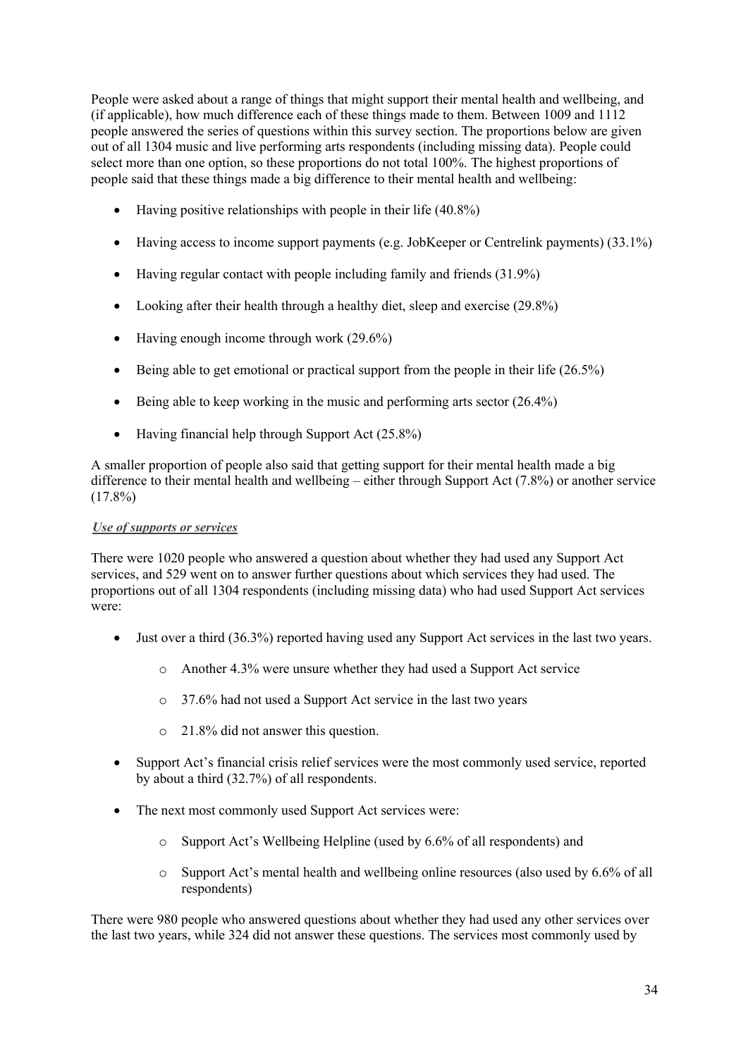People were asked about a range of things that might support their mental health and wellbeing, and (if applicable), how much difference each of these things made to them. Between 1009 and 1112 people answered the series of questions within this survey section. The proportions below are given out of all 1304 music and live performing arts respondents (including missing data). People could select more than one option, so these proportions do not total 100%. The highest proportions of people said that these things made a big difference to their mental health and wellbeing:

- Having positive relationships with people in their life (40.8%)
- Having access to income support payments (e.g. JobKeeper or Centrelink payments) (33.1%)
- Having regular contact with people including family and friends (31.9%)
- Looking after their health through a healthy diet, sleep and exercise (29.8%)
- Having enough income through work (29.6%)
- Being able to get emotional or practical support from the people in their life (26.5%)
- Being able to keep working in the music and performing arts sector (26.4%)
- Having financial help through Support Act (25.8%)

A smaller proportion of people also said that getting support for their mental health made a big difference to their mental health and wellbeing – either through Support Act (7.8%) or another service (17.8%)

***Use of supports or services***

There were 1020 people who answered a question about whether they had used any Support Act services, and 529 went on to answer further questions about which services they had used. The proportions out of all 1304 respondents (including missing data) who had used Support Act services were:

- Just over a third (36.3%) reported having used any Support Act services in the last two years.
    - Another 4.3% were unsure whether they had used a Support Act service
    - 37.6% had not used a Support Act service in the last two years
    - 21.8% did not answer this question.
- Support Act's financial crisis relief services were the most commonly used service, reported by about a third (32.7%) of all respondents.
- The next most commonly used Support Act services were:
    - Support Act's Wellbeing Helpline (used by 6.6% of all respondents) and
    - Support Act's mental health and wellbeing online resources (also used by 6.6% of all respondents)

There were 980 people who answered questions about whether they had used any other services over the last two years, while 324 did not answer these questions. The services most commonly used by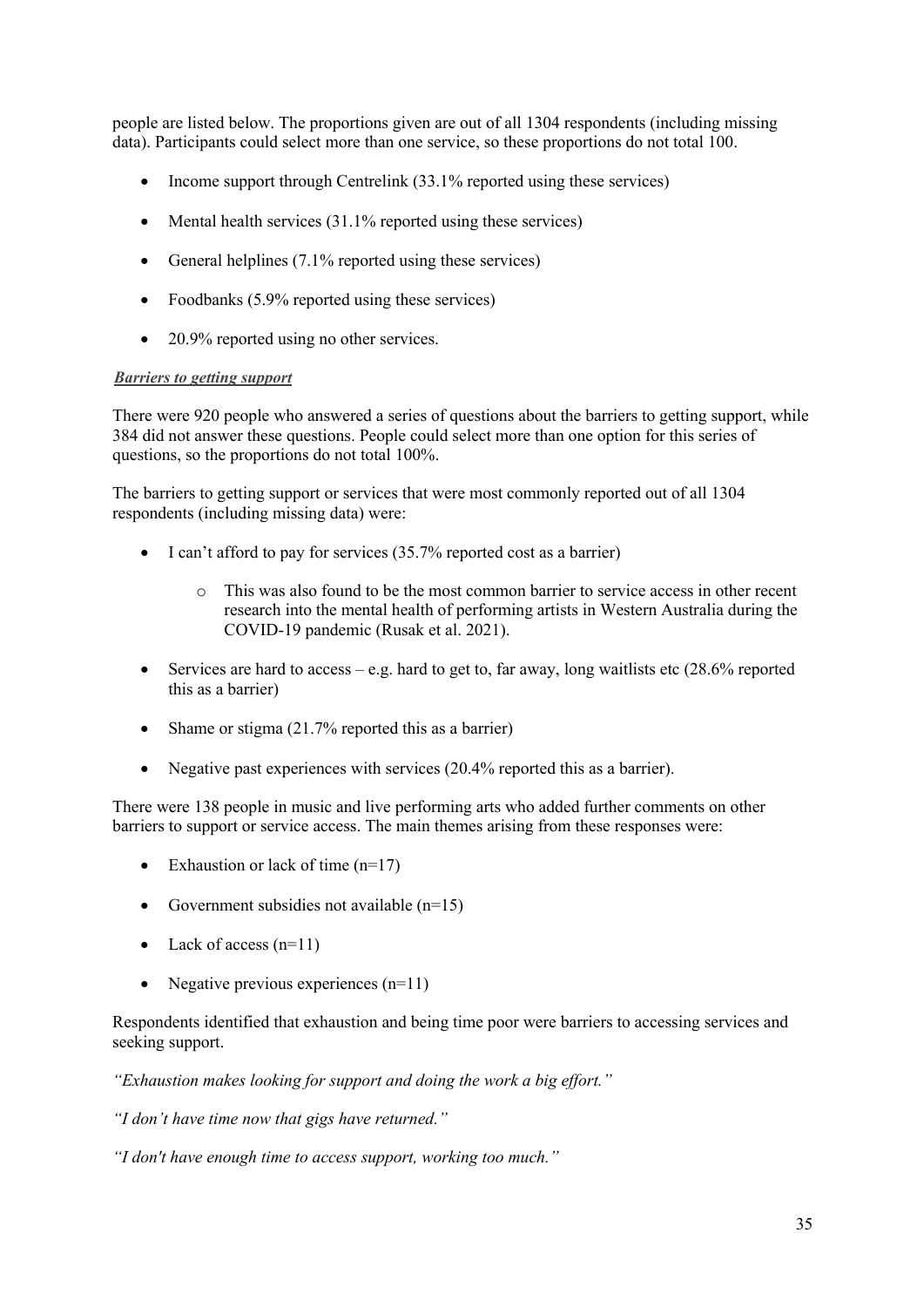people are listed below. The proportions given are out of all 1304 respondents (including missing data). Participants could select more than one service, so these proportions do not total 100.

- Income support through Centrelink (33.1% reported using these services)
- Mental health services (31.1% reported using these services)
- General helplines (7.1% reported using these services)
- Foodbanks (5.9% reported using these services)
- 20.9% reported using no other services.

***Barriers to getting support***

There were 920 people who answered a series of questions about the barriers to getting support, while 384 did not answer these questions. People could select more than one option for this series of questions, so the proportions do not total 100%.

The barriers to getting support or services that were most commonly reported out of all 1304 respondents (including missing data) were:

- I can't afford to pay for services (35.7% reported cost as a barrier)
  - This was also found to be the most common barrier to service access in other recent research into the mental health of performing artists in Western Australia during the COVID-19 pandemic (Rusak et al. 2021).
- Services are hard to access – e.g. hard to get to, far away, long waitlists etc (28.6% reported this as a barrier)
- Shame or stigma (21.7% reported this as a barrier)
- Negative past experiences with services (20.4% reported this as a barrier).

There were 138 people in music and live performing arts who added further comments on other barriers to support or service access. The main themes arising from these responses were:

- Exhaustion or lack of time (n=17)
- Government subsidies not available (n=15)
- Lack of access (n=11)
- Negative previous experiences (n=11)

Respondents identified that exhaustion and being time poor were barriers to accessing services and seeking support.

*"Exhaustion makes looking for support and doing the work a big effort."*

*"I don't have time now that gigs have returned."*

*"I don't have enough time to access support, working too much."*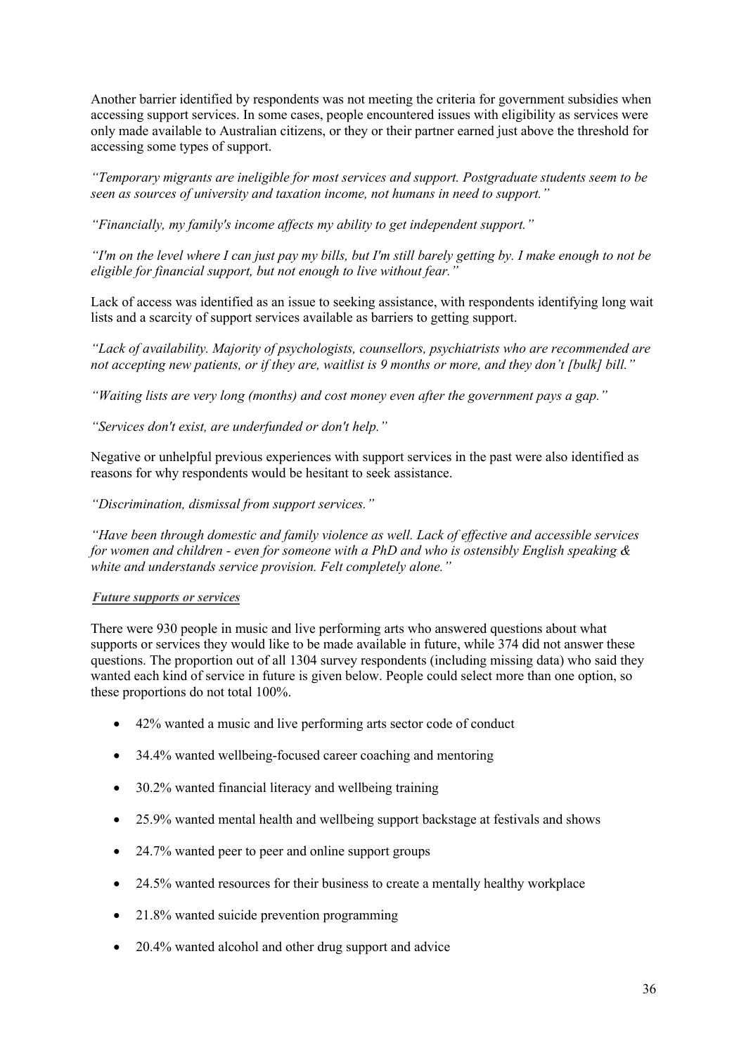Another barrier identified by respondents was not meeting the criteria for government subsidies when accessing support services. In some cases, people encountered issues with eligibility as services were only made available to Australian citizens, or they or their partner earned just above the threshold for accessing some types of support.

*"Temporary migrants are ineligible for most services and support. Postgraduate students seem to be seen as sources of university and taxation income, not humans in need to support."*

*"Financially, my family's income affects my ability to get independent support."*

*"I'm on the level where I can just pay my bills, but I'm still barely getting by. I make enough to not be eligible for financial support, but not enough to live without fear."*

Lack of access was identified as an issue to seeking assistance, with respondents identifying long wait lists and a scarcity of support services available as barriers to getting support.

*"Lack of availability. Majority of psychologists, counsellors, psychiatrists who are recommended are not accepting new patients, or if they are, waitlist is 9 months or more, and they don't [bulk] bill."*

*"Waiting lists are very long (months) and cost money even after the government pays a gap."*

*"Services don't exist, are underfunded or don't help."*

Negative or unhelpful previous experiences with support services in the past were also identified as reasons for why respondents would be hesitant to seek assistance.

*"Discrimination, dismissal from support services."*

*"Have been through domestic and family violence as well. Lack of effective and accessible services for women and children - even for someone with a PhD and who is ostensibly English speaking & white and understands service provision. Felt completely alone."*

***Future supports or services***

There were 930 people in music and live performing arts who answered questions about what supports or services they would like to be made available in future, while 374 did not answer these questions. The proportion out of all 1304 survey respondents (including missing data) who said they wanted each kind of service in future is given below. People could select more than one option, so these proportions do not total 100%.

- 42% wanted a music and live performing arts sector code of conduct
- 34.4% wanted wellbeing-focused career coaching and mentoring
- 30.2% wanted financial literacy and wellbeing training
- 25.9% wanted mental health and wellbeing support backstage at festivals and shows
- 24.7% wanted peer to peer and online support groups
- 24.5% wanted resources for their business to create a mentally healthy workplace
- 21.8% wanted suicide prevention programming
- 20.4% wanted alcohol and other drug support and advice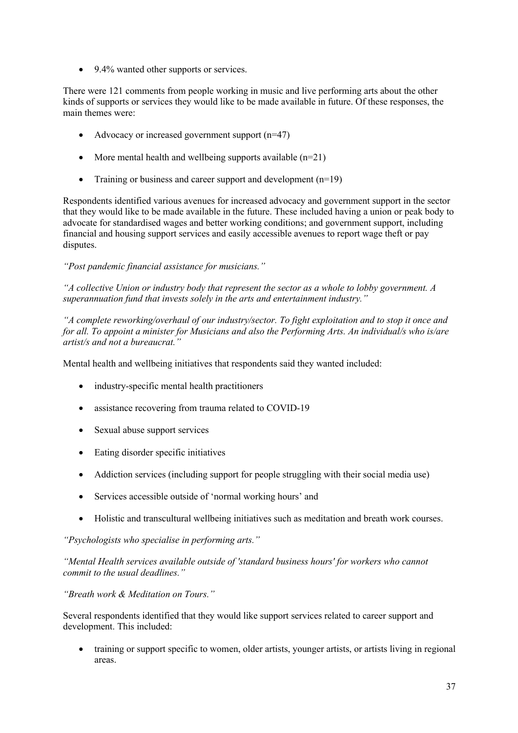- 9.4% wanted other supports or services.

There were 121 comments from people working in music and live performing arts about the other kinds of supports or services they would like to be made available in future. Of these responses, the main themes were:

- Advocacy or increased government support (n=47)
- More mental health and wellbeing supports available (n=21)
- Training or business and career support and development (n=19)

Respondents identified various avenues for increased advocacy and government support in the sector that they would like to be made available in the future. These included having a union or peak body to advocate for standardised wages and better working conditions; and government support, including financial and housing support services and easily accessible avenues to report wage theft or pay disputes.

*"Post pandemic financial assistance for musicians."*

*"A collective Union or industry body that represent the sector as a whole to lobby government. A superannuation fund that invests solely in the arts and entertainment industry."*

*"A complete reworking/overhaul of our industry/sector. To fight exploitation and to stop it once and for all. To appoint a minister for Musicians and also the Performing Arts. An individual/s who is/are artist/s and not a bureaucrat."*

Mental health and wellbeing initiatives that respondents said they wanted included:

- industry-specific mental health practitioners
- assistance recovering from trauma related to COVID-19
- Sexual abuse support services
- Eating disorder specific initiatives
- Addiction services (including support for people struggling with their social media use)
- Services accessible outside of 'normal working hours' and
- Holistic and transcultural wellbeing initiatives such as meditation and breath work courses.

*"Psychologists who specialise in performing arts."*

*"Mental Health services available outside of 'standard business hours' for workers who cannot commit to the usual deadlines."*

*"Breath work & Meditation on Tours."*

Several respondents identified that they would like support services related to career support and development. This included:

- training or support specific to women, older artists, younger artists, or artists living in regional areas.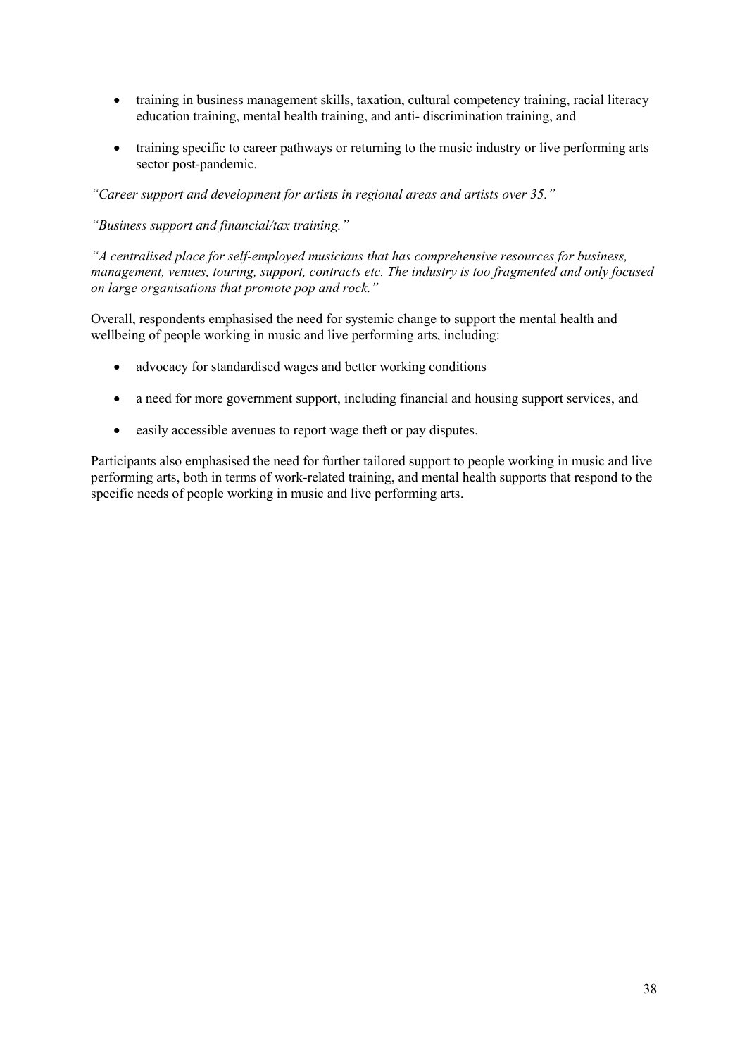- training in business management skills, taxation, cultural competency training, racial literacy education training, mental health training, and anti- discrimination training, and
- training specific to career pathways or returning to the music industry or live performing arts sector post-pandemic.

*"Career support and development for artists in regional areas and artists over 35."*

*"Business support and financial/tax training."*

*"A centralised place for self-employed musicians that has comprehensive resources for business, management, venues, touring, support, contracts etc. The industry is too fragmented and only focused on large organisations that promote pop and rock."*

Overall, respondents emphasised the need for systemic change to support the mental health and wellbeing of people working in music and live performing arts, including:

- advocacy for standardised wages and better working conditions
- a need for more government support, including financial and housing support services, and
- easily accessible avenues to report wage theft or pay disputes.

Participants also emphasised the need for further tailored support to people working in music and live performing arts, both in terms of work-related training, and mental health supports that respond to the specific needs of people working in music and live performing arts.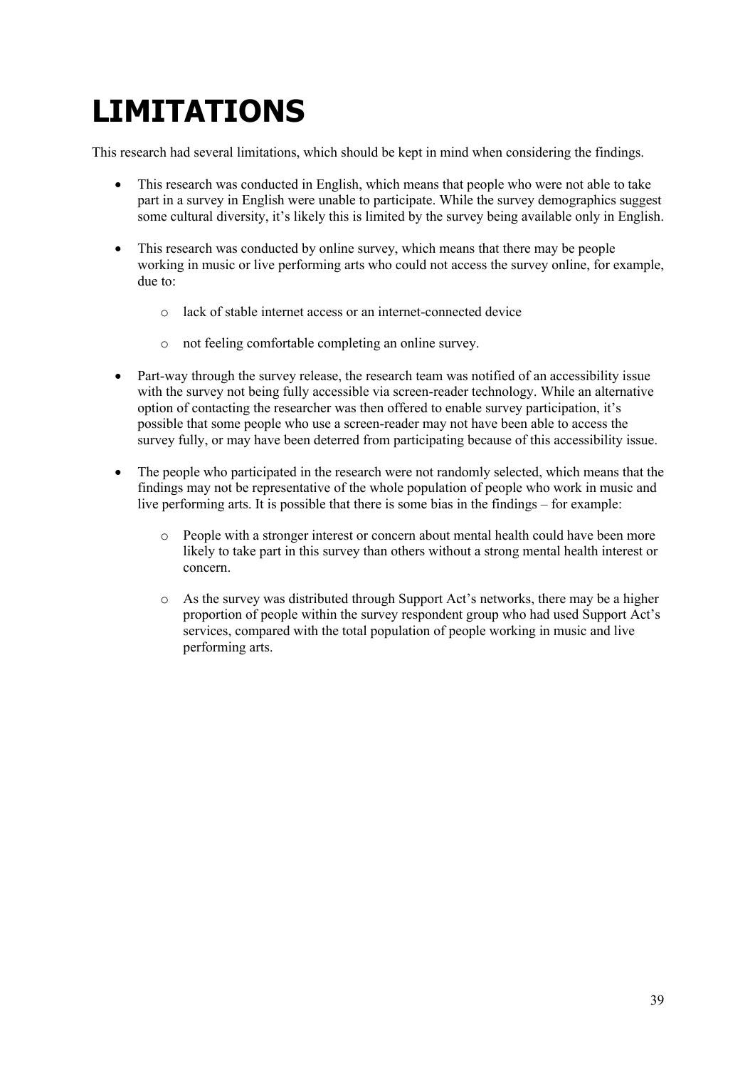# LIMITATIONS

This research had several limitations, which should be kept in mind when considering the findings.

- This research was conducted in English, which means that people who were not able to take part in a survey in English were unable to participate. While the survey demographics suggest some cultural diversity, it's likely this is limited by the survey being available only in English.

- This research was conducted by online survey, which means that there may be people working in music or live performing arts who could not access the survey online, for example, due to:

  - lack of stable internet access or an internet-connected device

  - not feeling comfortable completing an online survey.

- Part-way through the survey release, the research team was notified of an accessibility issue with the survey not being fully accessible via screen-reader technology. While an alternative option of contacting the researcher was then offered to enable survey participation, it's possible that some people who use a screen-reader may not have been able to access the survey fully, or may have been deterred from participating because of this accessibility issue.

- The people who participated in the research were not randomly selected, which means that the findings may not be representative of the whole population of people who work in music and live performing arts. It is possible that there is some bias in the findings – for example:

  - People with a stronger interest or concern about mental health could have been more likely to take part in this survey than others without a strong mental health interest or concern.

  - As the survey was distributed through Support Act's networks, there may be a higher proportion of people within the survey respondent group who had used Support Act's services, compared with the total population of people working in music and live performing arts.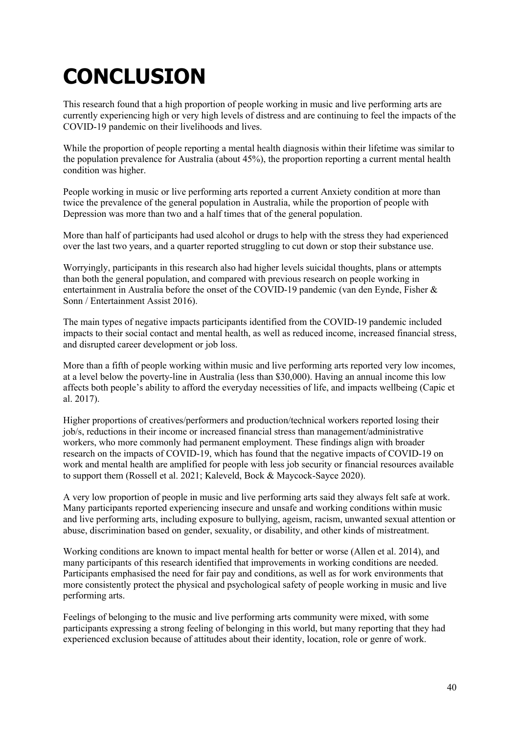# CONCLUSION

This research found that a high proportion of people working in music and live performing arts are currently experiencing high or very high levels of distress and are continuing to feel the impacts of the COVID-19 pandemic on their livelihoods and lives.

While the proportion of people reporting a mental health diagnosis within their lifetime was similar to the population prevalence for Australia (about 45%), the proportion reporting a current mental health condition was higher.

People working in music or live performing arts reported a current Anxiety condition at more than twice the prevalence of the general population in Australia, while the proportion of people with Depression was more than two and a half times that of the general population.

More than half of participants had used alcohol or drugs to help with the stress they had experienced over the last two years, and a quarter reported struggling to cut down or stop their substance use.

Worryingly, participants in this research also had higher levels suicidal thoughts, plans or attempts than both the general population, and compared with previous research on people working in entertainment in Australia before the onset of the COVID-19 pandemic (van den Eynde, Fisher & Sonn / Entertainment Assist 2016).

The main types of negative impacts participants identified from the COVID-19 pandemic included impacts to their social contact and mental health, as well as reduced income, increased financial stress, and disrupted career development or job loss.

More than a fifth of people working within music and live performing arts reported very low incomes, at a level below the poverty-line in Australia (less than $30,000). Having an annual income this low affects both people's ability to afford the everyday necessities of life, and impacts wellbeing (Capic et al. 2017).

Higher proportions of creatives/performers and production/technical workers reported losing their job/s, reductions in their income or increased financial stress than management/administrative workers, who more commonly had permanent employment. These findings align with broader research on the impacts of COVID-19, which has found that the negative impacts of COVID-19 on work and mental health are amplified for people with less job security or financial resources available to support them (Rossell et al. 2021; Kaleveld, Bock & Maycock-Sayce 2020).

A very low proportion of people in music and live performing arts said they always felt safe at work. Many participants reported experiencing insecure and unsafe and working conditions within music and live performing arts, including exposure to bullying, ageism, racism, unwanted sexual attention or abuse, discrimination based on gender, sexuality, or disability, and other kinds of mistreatment.

Working conditions are known to impact mental health for better or worse (Allen et al. 2014), and many participants of this research identified that improvements in working conditions are needed. Participants emphasised the need for fair pay and conditions, as well as for work environments that more consistently protect the physical and psychological safety of people working in music and live performing arts.

Feelings of belonging to the music and live performing arts community were mixed, with some participants expressing a strong feeling of belonging in this world, but many reporting that they had experienced exclusion because of attitudes about their identity, location, role or genre of work.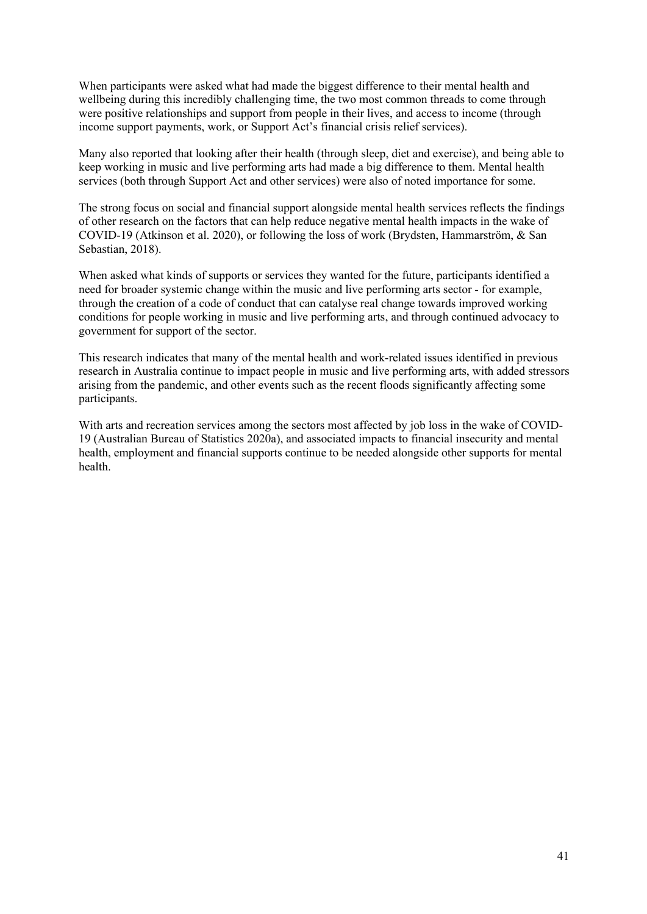When participants were asked what had made the biggest difference to their mental health and wellbeing during this incredibly challenging time, the two most common threads to come through were positive relationships and support from people in their lives, and access to income (through income support payments, work, or Support Act's financial crisis relief services).

Many also reported that looking after their health (through sleep, diet and exercise), and being able to keep working in music and live performing arts had made a big difference to them. Mental health services (both through Support Act and other services) were also of noted importance for some.

The strong focus on social and financial support alongside mental health services reflects the findings of other research on the factors that can help reduce negative mental health impacts in the wake of COVID-19 (Atkinson et al. 2020), or following the loss of work (Brydsten, Hammarström, & San Sebastian, 2018).

When asked what kinds of supports or services they wanted for the future, participants identified a need for broader systemic change within the music and live performing arts sector - for example, through the creation of a code of conduct that can catalyse real change towards improved working conditions for people working in music and live performing arts, and through continued advocacy to government for support of the sector.

This research indicates that many of the mental health and work-related issues identified in previous research in Australia continue to impact people in music and live performing arts, with added stressors arising from the pandemic, and other events such as the recent floods significantly affecting some participants.

With arts and recreation services among the sectors most affected by job loss in the wake of COVID-19 (Australian Bureau of Statistics 2020a), and associated impacts to financial insecurity and mental health, employment and financial supports continue to be needed alongside other supports for mental health.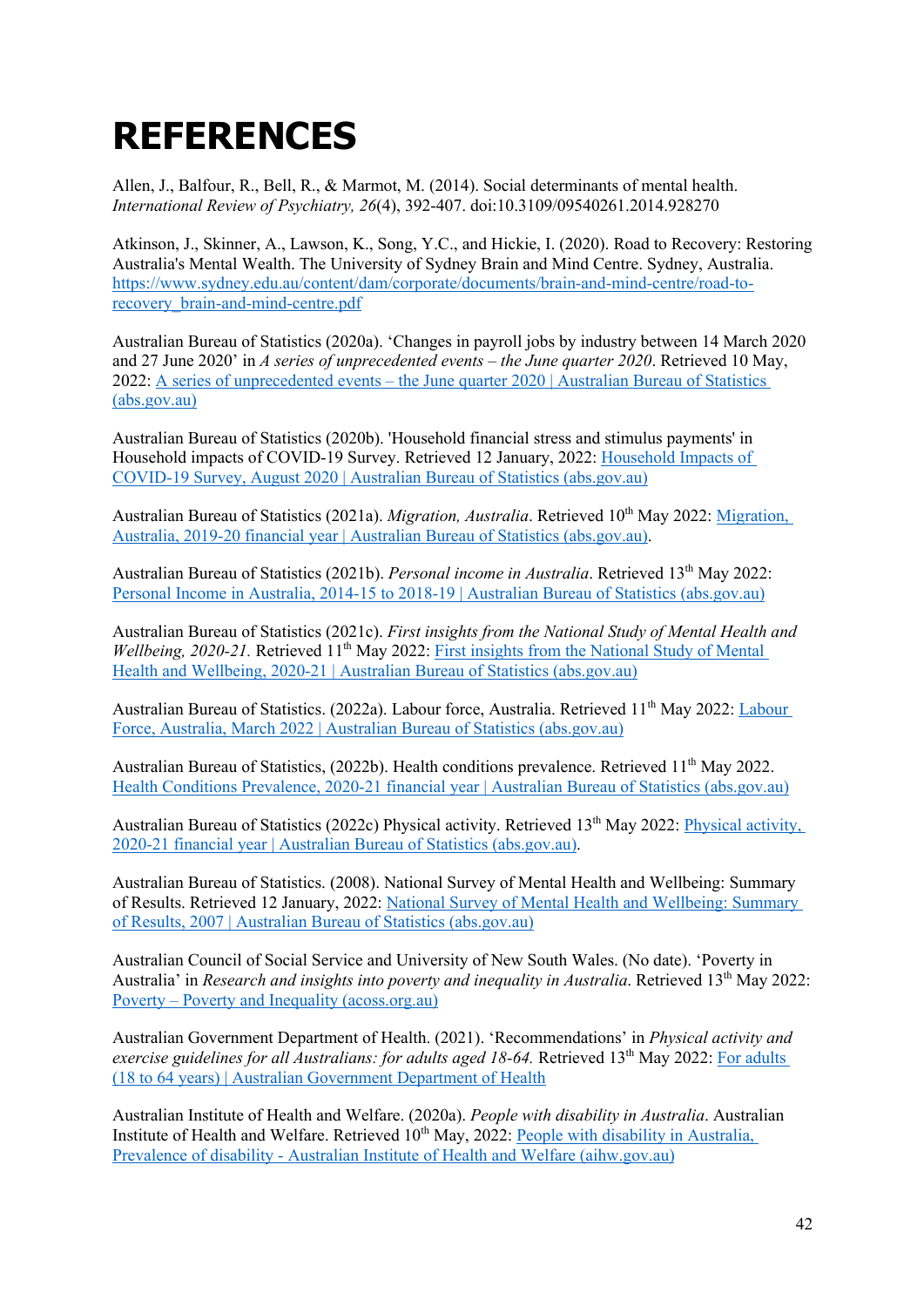# REFERENCES

Allen, J., Balfour, R., Bell, R., & Marmot, M. (2014). Social determinants of mental health. *International Review of Psychiatry, 26*(4), 392-407. doi:10.3109/09540261.2014.928270

Atkinson, J., Skinner, A., Lawson, K., Song, Y.C., and Hickie, I. (2020). Road to Recovery: Restoring Australia's Mental Wealth. The University of Sydney Brain and Mind Centre. Sydney, Australia. https://www.sydney.edu.au/content/dam/corporate/documents/brain-and-mind-centre/road-to-recovery_brain-and-mind-centre.pdf

Australian Bureau of Statistics (2020a). 'Changes in payroll jobs by industry between 14 March 2020 and 27 June 2020' in *A series of unprecedented events – the June quarter 2020*. Retrieved 10 May, 2022: A series of unprecedented events – the June quarter 2020 | Australian Bureau of Statistics (abs.gov.au)

Australian Bureau of Statistics (2020b). 'Household financial stress and stimulus payments' in Household impacts of COVID-19 Survey. Retrieved 12 January, 2022: Household Impacts of COVID-19 Survey, August 2020 | Australian Bureau of Statistics (abs.gov.au)

Australian Bureau of Statistics (2021a). *Migration, Australia*. Retrieved 10th May 2022: Migration, Australia, 2019-20 financial year | Australian Bureau of Statistics (abs.gov.au).

Australian Bureau of Statistics (2021b). *Personal income in Australia*. Retrieved 13th May 2022: Personal Income in Australia, 2014-15 to 2018-19 | Australian Bureau of Statistics (abs.gov.au)

Australian Bureau of Statistics (2021c). *First insights from the National Study of Mental Health and Wellbeing, 2020-21*. Retrieved 11th May 2022: First insights from the National Study of Mental Health and Wellbeing, 2020-21 | Australian Bureau of Statistics (abs.gov.au)

Australian Bureau of Statistics. (2022a). Labour force, Australia. Retrieved 11th May 2022: Labour Force, Australia, March 2022 | Australian Bureau of Statistics (abs.gov.au)

Australian Bureau of Statistics, (2022b). Health conditions prevalence. Retrieved 11th May 2022. Health Conditions Prevalence, 2020-21 financial year | Australian Bureau of Statistics (abs.gov.au)

Australian Bureau of Statistics (2022c) Physical activity. Retrieved 13th May 2022: Physical activity, 2020-21 financial year | Australian Bureau of Statistics (abs.gov.au).

Australian Bureau of Statistics. (2008). National Survey of Mental Health and Wellbeing: Summary of Results. Retrieved 12 January, 2022: National Survey of Mental Health and Wellbeing: Summary of Results, 2007 | Australian Bureau of Statistics (abs.gov.au)

Australian Council of Social Service and University of New South Wales. (No date). 'Poverty in Australia' in *Research and insights into poverty and inequality in Australia*. Retrieved 13th May 2022: Poverty – Poverty and Inequality (acoss.org.au)

Australian Government Department of Health. (2021). 'Recommendations' in *Physical activity and exercise guidelines for all Australians: for adults aged 18-64.* Retrieved 13th May 2022: For adults (18 to 64 years) | Australian Government Department of Health

Australian Institute of Health and Welfare. (2020a). *People with disability in Australia*. Australian Institute of Health and Welfare. Retrieved 10th May, 2022: People with disability in Australia, Prevalence of disability - Australian Institute of Health and Welfare (aihw.gov.au)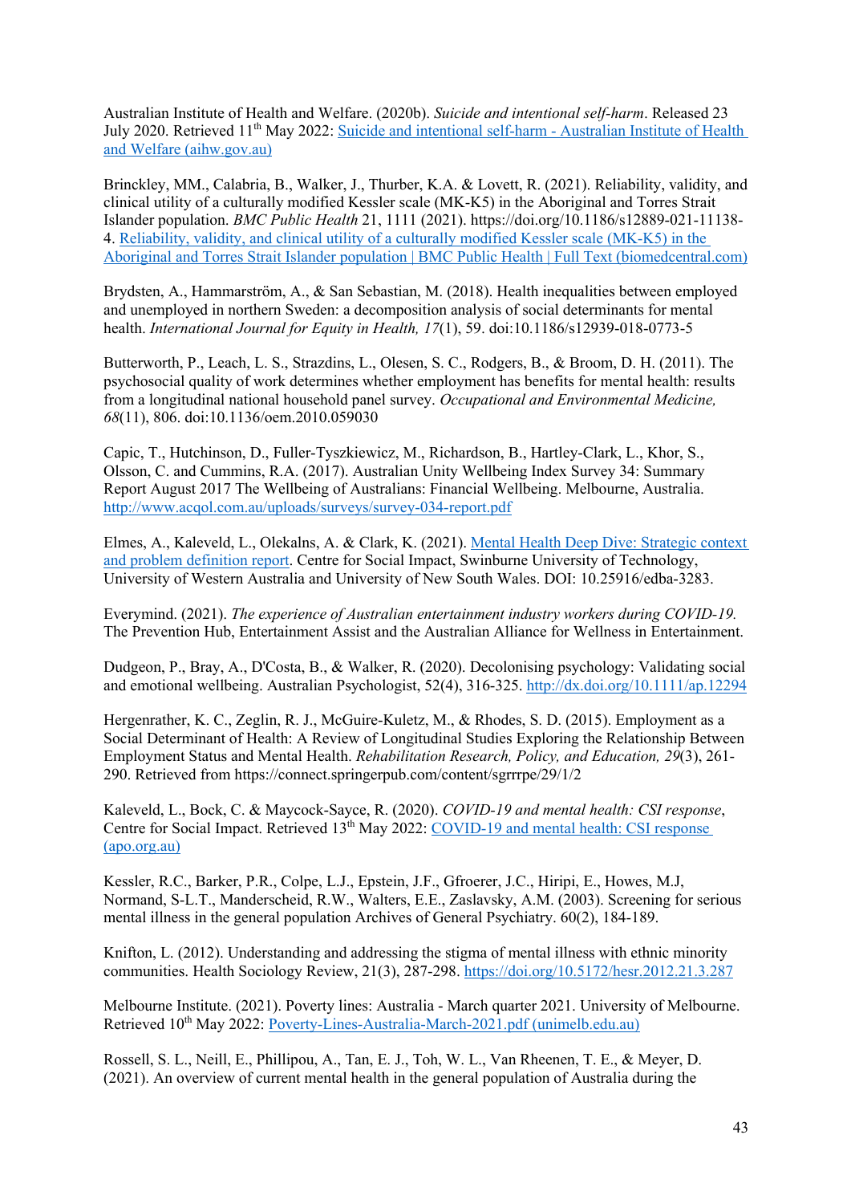Australian Institute of Health and Welfare. (2020b). *Suicide and intentional self-harm*. Released 23 July 2020. Retrieved 11th May 2022: [Suicide and intentional self-harm - Australian Institute of Health and Welfare (aihw.gov.au)]

Brinckley, MM., Calabria, B., Walker, J., Thurber, K.A. & Lovett, R. (2021). Reliability, validity, and clinical utility of a culturally modified Kessler scale (MK-K5) in the Aboriginal and Torres Strait Islander population. *BMC Public Health* 21, 1111 (2021). https://doi.org/10.1186/s12889-021-11138-4. [Reliability, validity, and clinical utility of a culturally modified Kessler scale (MK-K5) in the Aboriginal and Torres Strait Islander population | BMC Public Health | Full Text (biomedcentral.com)]

Brydsten, A., Hammarström, A., & San Sebastian, M. (2018). Health inequalities between employed and unemployed in northern Sweden: a decomposition analysis of social determinants for mental health. *International Journal for Equity in Health, 17*(1), 59. doi:10.1186/s12939-018-0773-5

Butterworth, P., Leach, L. S., Strazdins, L., Olesen, S. C., Rodgers, B., & Broom, D. H. (2011). The psychosocial quality of work determines whether employment has benefits for mental health: results from a longitudinal national household panel survey. *Occupational and Environmental Medicine, 68*(11), 806. doi:10.1136/oem.2010.059030

Capic, T., Hutchinson, D., Fuller-Tyszkiewicz, M., Richardson, B., Hartley-Clark, L., Khor, S., Olsson, C. and Cummins, R.A. (2017). Australian Unity Wellbeing Index Survey 34: Summary Report August 2017 The Wellbeing of Australians: Financial Wellbeing. Melbourne, Australia. http://www.acqol.com.au/uploads/surveys/survey-034-report.pdf

Elmes, A., Kaleveld, L., Olekalns, A. & Clark, K. (2021). [Mental Health Deep Dive: Strategic context and problem definition report]. Centre for Social Impact, Swinburne University of Technology, University of Western Australia and University of New South Wales. DOI: 10.25916/edba-3283.

Everymind. (2021). *The experience of Australian entertainment industry workers during COVID-19.* The Prevention Hub, Entertainment Assist and the Australian Alliance for Wellness in Entertainment.

Dudgeon, P., Bray, A., D'Costa, B., & Walker, R. (2020). Decolonising psychology: Validating social and emotional wellbeing. Australian Psychologist, 52(4), 316-325. http://dx.doi.org/10.1111/ap.12294

Hergenrather, K. C., Zeglin, R. J., McGuire-Kuletz, M., & Rhodes, S. D. (2015). Employment as a Social Determinant of Health: A Review of Longitudinal Studies Exploring the Relationship Between Employment Status and Mental Health. *Rehabilitation Research, Policy, and Education, 29*(3), 261-290. Retrieved from https://connect.springerpub.com/content/sgrrrpe/29/1/2

Kaleveld, L., Bock, C. & Maycock-Sayce, R. (2020). *COVID-19 and mental health: CSI response*, Centre for Social Impact. Retrieved 13th May 2022: [COVID-19 and mental health: CSI response (apo.org.au)]

Kessler, R.C., Barker, P.R., Colpe, L.J., Epstein, J.F., Gfroerer, J.C., Hiripi, E., Howes, M.J, Normand, S-L.T., Manderscheid, R.W., Walters, E.E., Zaslavsky, A.M. (2003). Screening for serious mental illness in the general population Archives of General Psychiatry. 60(2), 184-189.

Knifton, L. (2012). Understanding and addressing the stigma of mental illness with ethnic minority communities. Health Sociology Review, 21(3), 287-298. https://doi.org/10.5172/hesr.2012.21.3.287

Melbourne Institute. (2021). Poverty lines: Australia - March quarter 2021. University of Melbourne. Retrieved 10th May 2022: [Poverty-Lines-Australia-March-2021.pdf (unimelb.edu.au)]

Rossell, S. L., Neill, E., Phillipou, A., Tan, E. J., Toh, W. L., Van Rheenen, T. E., & Meyer, D. (2021). An overview of current mental health in the general population of Australia during the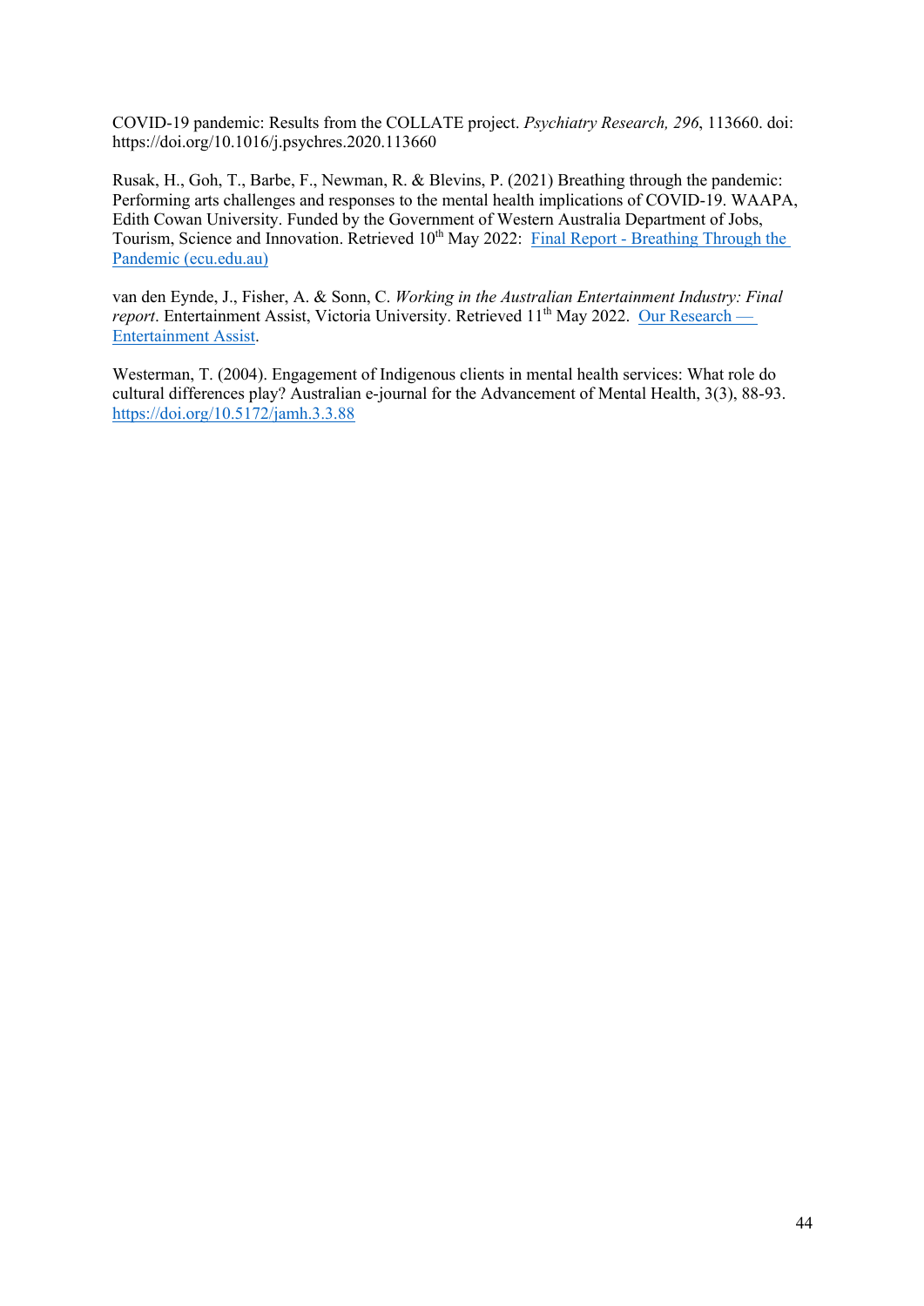COVID-19 pandemic: Results from the COLLATE project. *Psychiatry Research, 296*, 113660. doi: https://doi.org/10.1016/j.psychres.2020.113660

Rusak, H., Goh, T., Barbe, F., Newman, R. & Blevins, P. (2021) Breathing through the pandemic: Performing arts challenges and responses to the mental health implications of COVID-19. WAAPA, Edith Cowan University. Funded by the Government of Western Australia Department of Jobs, Tourism, Science and Innovation. Retrieved 10th May 2022: [Final Report - Breathing Through the Pandemic (ecu.edu.au)]

van den Eynde, J., Fisher, A. & Sonn, C. *Working in the Australian Entertainment Industry: Final report*. Entertainment Assist, Victoria University. Retrieved 11th May 2022. [Our Research — Entertainment Assist].

Westerman, T. (2004). Engagement of Indigenous clients in mental health services: What role do cultural differences play? Australian e-journal for the Advancement of Mental Health, 3(3), 88-93. https://doi.org/10.5172/jamh.3.3.88